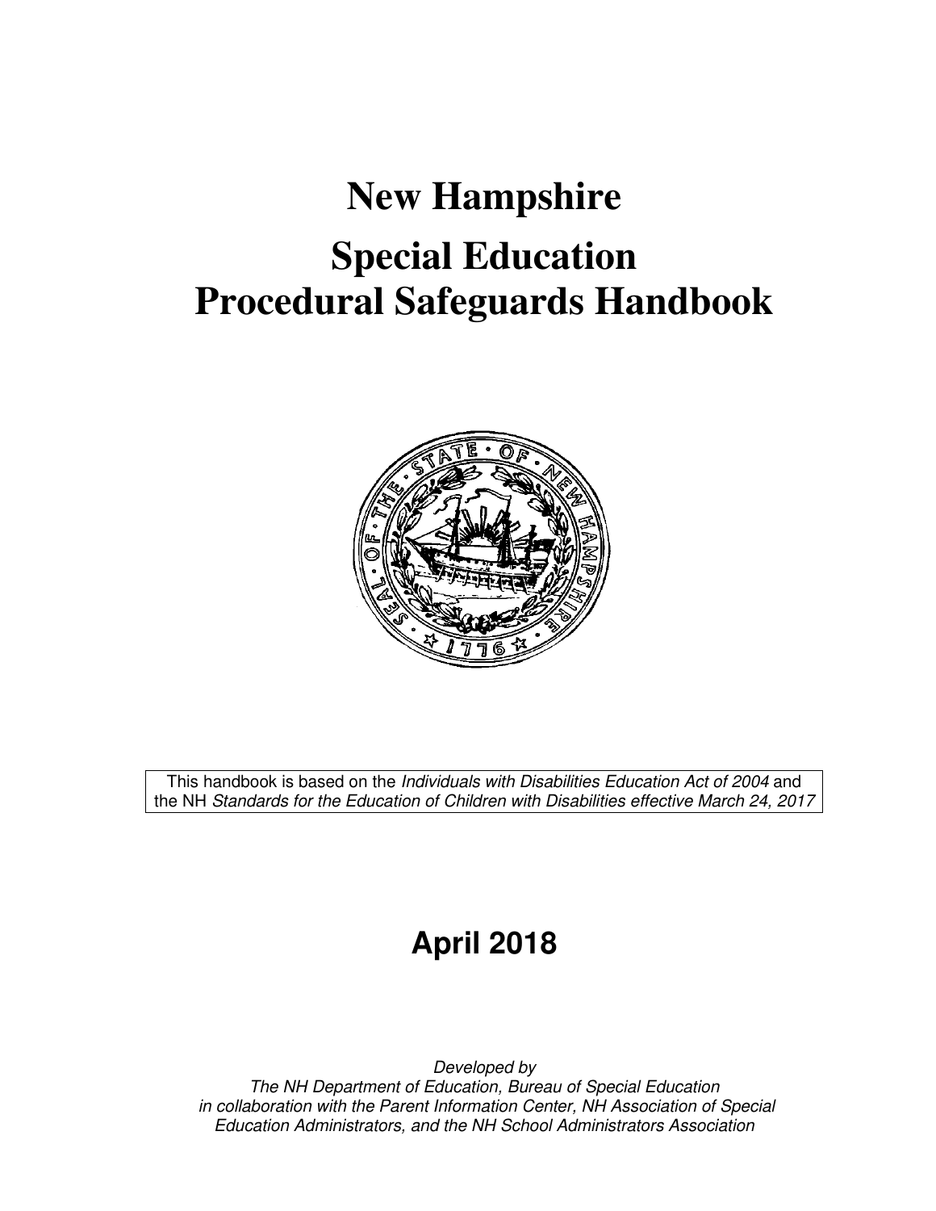# New Hampshire

# Special Education Procedural Safeguards Handbook

This handbook is based on the *Individuals with Disabilities Education Act of 2004* and the NH *Standards for the Education of Children with Disabilities effective March 24, 2017*

## April 2018

*Developed by*
*The NH Department of Education, Bureau of Special Education*
*in collaboration with the Parent Information Center, NH Association of Special Education Administrators, and the NH School Administrators Association*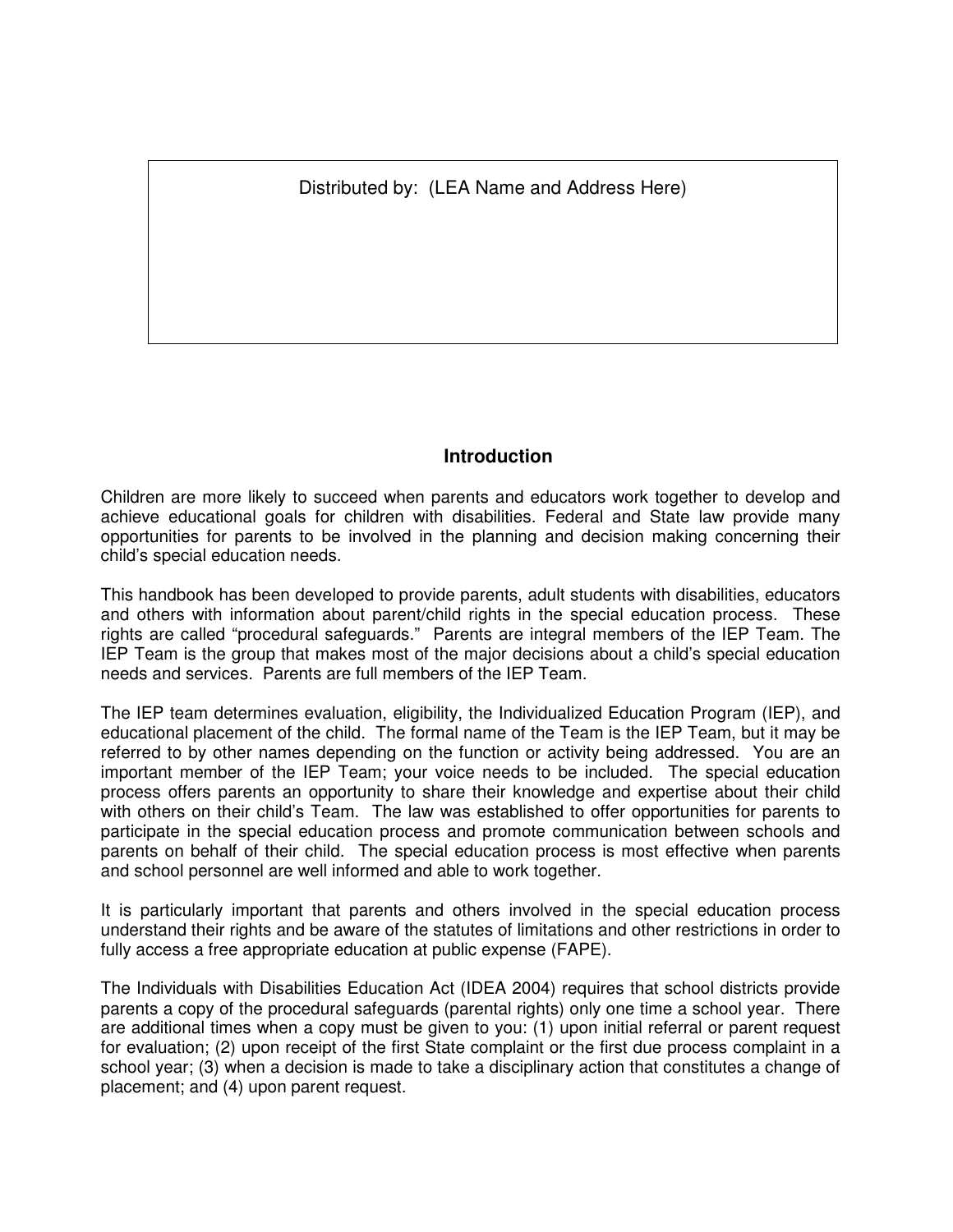Distributed by: (LEA Name and Address Here)

## Introduction

Children are more likely to succeed when parents and educators work together to develop and achieve educational goals for children with disabilities. Federal and State law provide many opportunities for parents to be involved in the planning and decision making concerning their child's special education needs.

This handbook has been developed to provide parents, adult students with disabilities, educators and others with information about parent/child rights in the special education process. These rights are called "procedural safeguards." Parents are integral members of the IEP Team. The IEP Team is the group that makes most of the major decisions about a child's special education needs and services. Parents are full members of the IEP Team.

The IEP team determines evaluation, eligibility, the Individualized Education Program (IEP), and educational placement of the child. The formal name of the Team is the IEP Team, but it may be referred to by other names depending on the function or activity being addressed. You are an important member of the IEP Team; your voice needs to be included. The special education process offers parents an opportunity to share their knowledge and expertise about their child with others on their child's Team. The law was established to offer opportunities for parents to participate in the special education process and promote communication between schools and parents on behalf of their child. The special education process is most effective when parents and school personnel are well informed and able to work together.

It is particularly important that parents and others involved in the special education process understand their rights and be aware of the statutes of limitations and other restrictions in order to fully access a free appropriate education at public expense (FAPE).

The Individuals with Disabilities Education Act (IDEA 2004) requires that school districts provide parents a copy of the procedural safeguards (parental rights) only one time a school year. There are additional times when a copy must be given to you: (1) upon initial referral or parent request for evaluation; (2) upon receipt of the first State complaint or the first due process complaint in a school year; (3) when a decision is made to take a disciplinary action that constitutes a change of placement; and (4) upon parent request.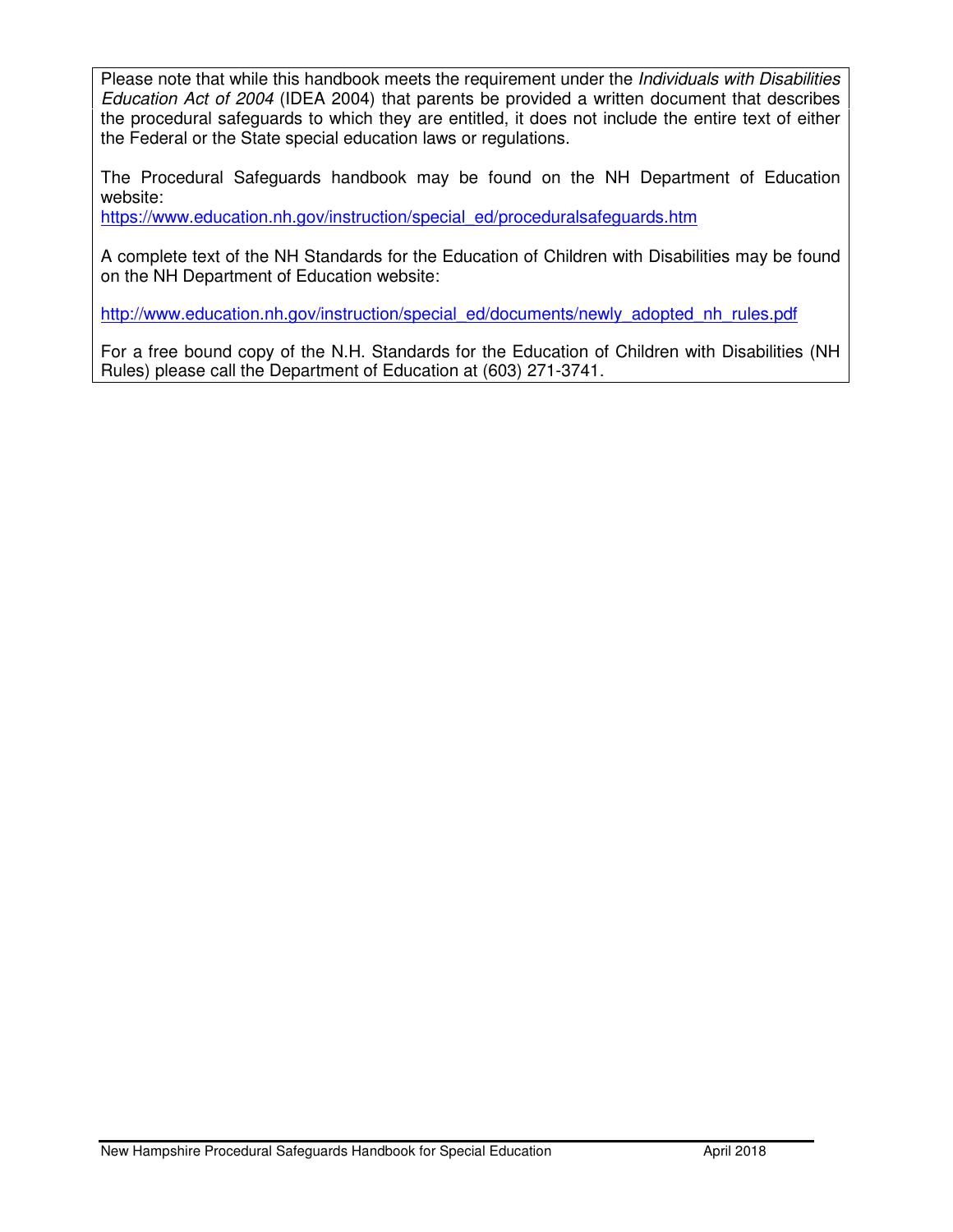Please note that while this handbook meets the requirement under the *Individuals with Disabilities Education Act of 2004* (IDEA 2004) that parents be provided a written document that describes the procedural safeguards to which they are entitled, it does not include the entire text of either the Federal or the State special education laws or regulations.

The Procedural Safeguards handbook may be found on the NH Department of Education website:
https://www.education.nh.gov/instruction/special_ed/proceduralsafeguards.htm

A complete text of the NH Standards for the Education of Children with Disabilities may be found on the NH Department of Education website:

http://www.education.nh.gov/instruction/special_ed/documents/newly_adopted_nh_rules.pdf

For a free bound copy of the N.H. Standards for the Education of Children with Disabilities (NH Rules) please call the Department of Education at (603) 271-3741.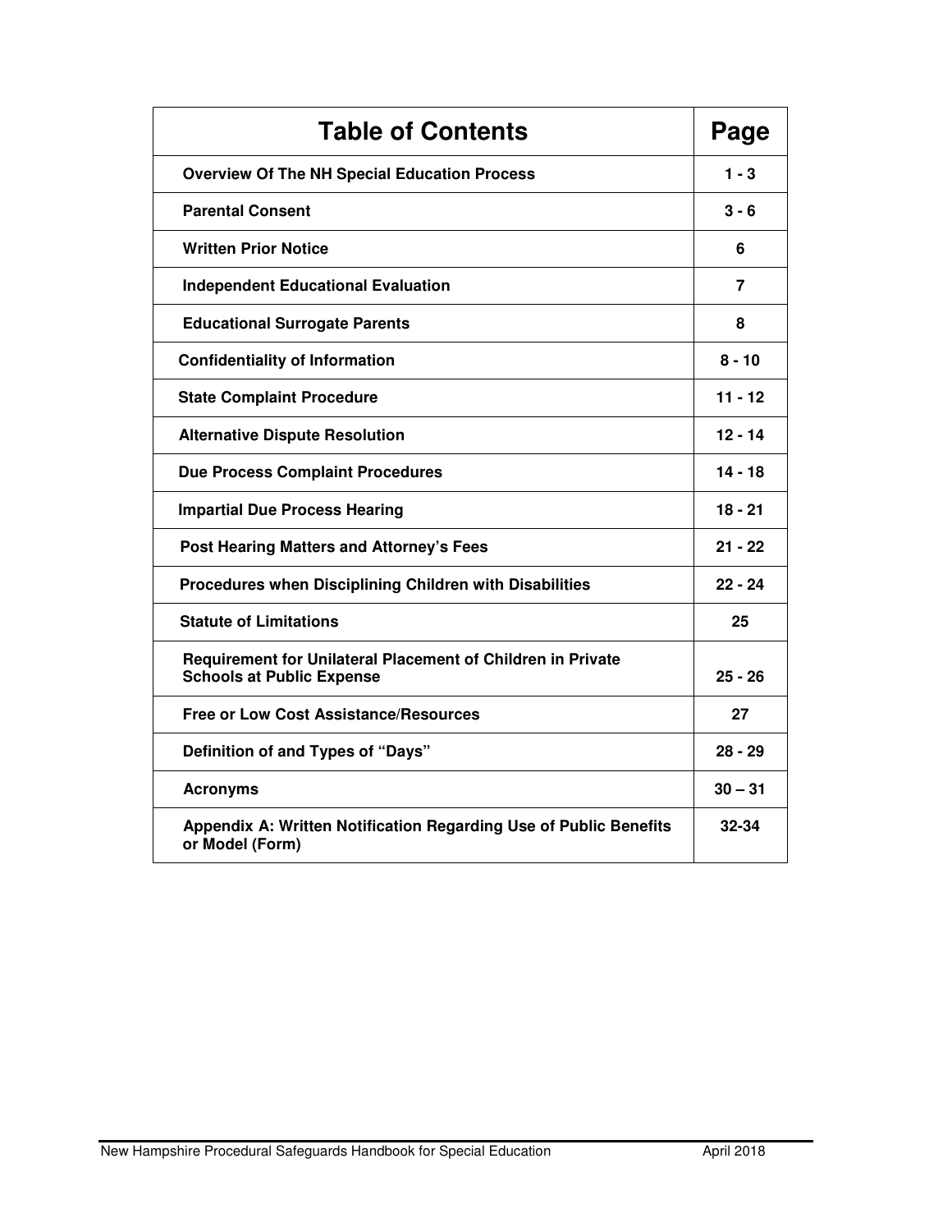| Table of Contents | Page |
|---|---|
| **Overview Of The NH Special Education Process** | **1 - 3** |
| **Parental Consent** | **3 - 6** |
| **Written Prior Notice** | **6** |
| **Independent Educational Evaluation** | **7** |
| **Educational Surrogate Parents** | **8** |
| **Confidentiality of Information** | **8 - 10** |
| **State Complaint Procedure** | **11 - 12** |
| **Alternative Dispute Resolution** | **12 - 14** |
| **Due Process Complaint Procedures** | **14 - 18** |
| **Impartial Due Process Hearing** | **18 - 21** |
| **Post Hearing Matters and Attorney's Fees** | **21 - 22** |
| **Procedures when Disciplining Children with Disabilities** | **22 - 24** |
| **Statute of Limitations** | **25** |
| **Requirement for Unilateral Placement of Children in Private Schools at Public Expense** | **25 - 26** |
| **Free or Low Cost Assistance/Resources** | **27** |
| **Definition of and Types of "Days"** | **28 - 29** |
| **Acronyms** | **30 – 31** |
| **Appendix A: Written Notification Regarding Use of Public Benefits or Model (Form)** | **32-34** |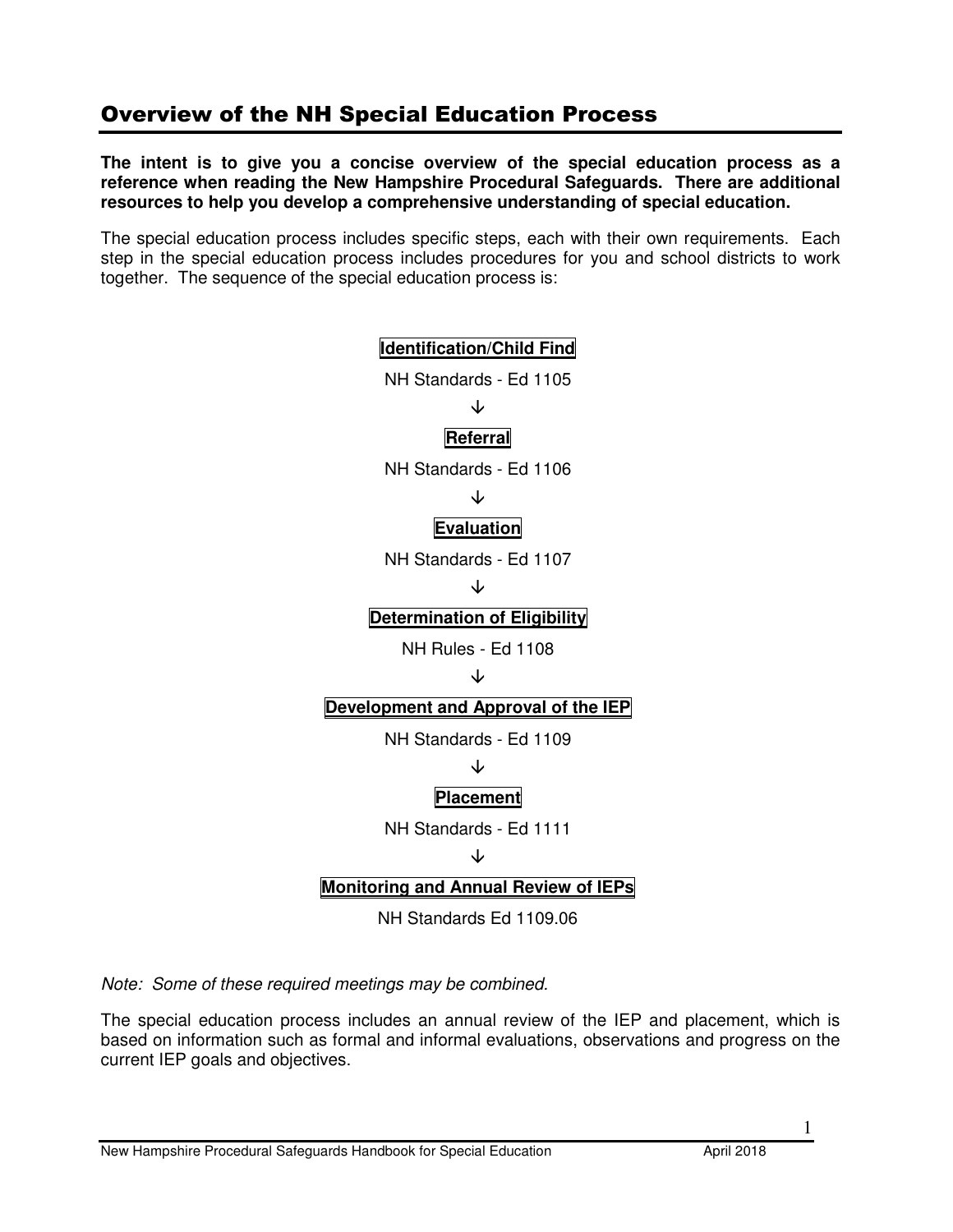## Overview of the NH Special Education Process

**The intent is to give you a concise overview of the special education process as a reference when reading the New Hampshire Procedural Safeguards. There are additional resources to help you develop a comprehensive understanding of special education.**

The special education process includes specific steps, each with their own requirements. Each step in the special education process includes procedures for you and school districts to work together. The sequence of the special education process is:

**Identification/Child Find**

NH Standards - Ed 1105

↓

**Referral**

NH Standards - Ed 1106

↓

**Evaluation**

NH Standards - Ed 1107

↓

**Determination of Eligibility**

NH Rules - Ed 1108

↓

**Development and Approval of the IEP**

NH Standards - Ed 1109

↓

**Placement**

NH Standards - Ed 1111

↓

**Monitoring and Annual Review of IEPs**

NH Standards Ed 1109.06

*Note: Some of these required meetings may be combined.*

The special education process includes an annual review of the IEP and placement, which is based on information such as formal and informal evaluations, observations and progress on the current IEP goals and objectives.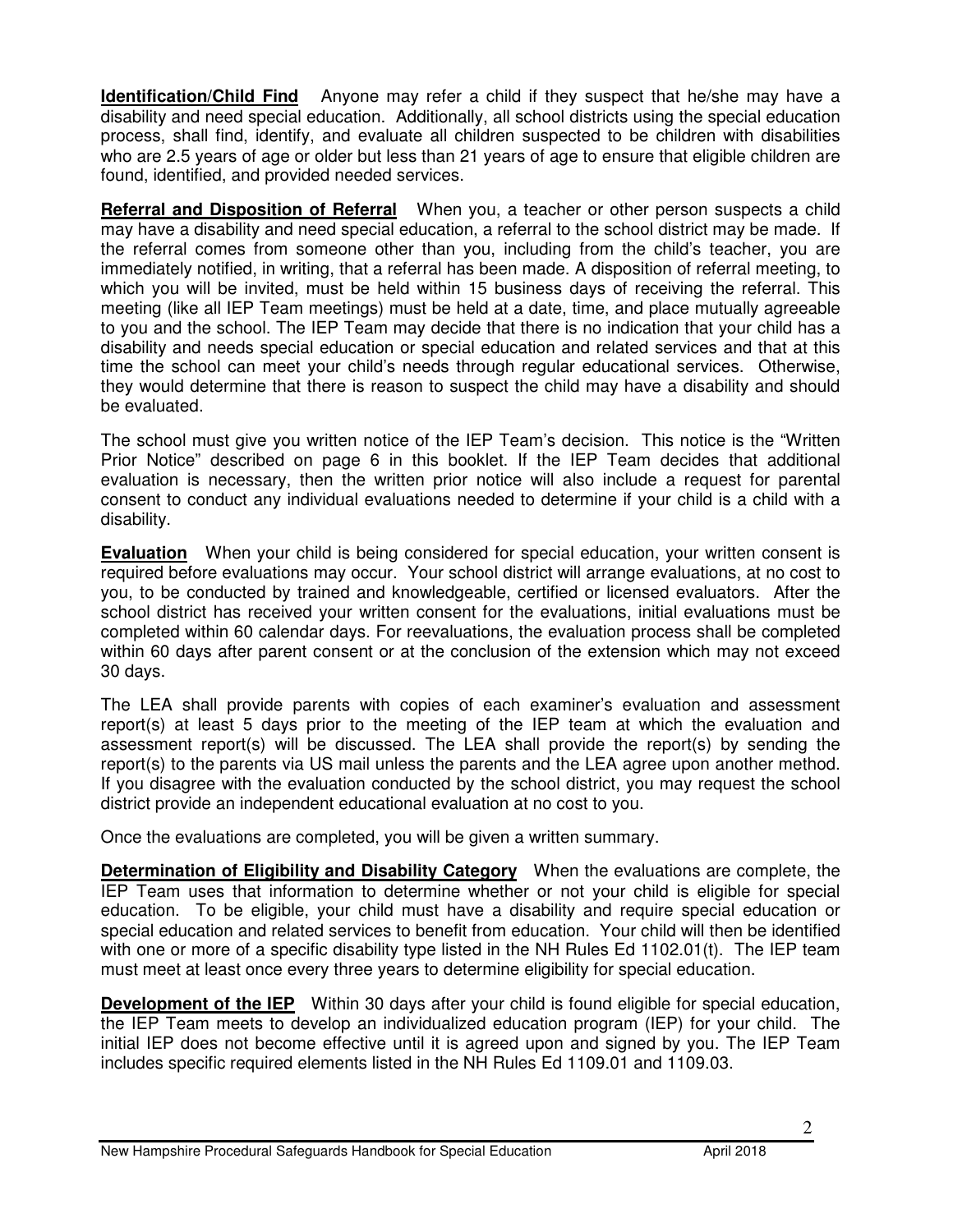**Identification/Child Find** Anyone may refer a child if they suspect that he/she may have a disability and need special education. Additionally, all school districts using the special education process, shall find, identify, and evaluate all children suspected to be children with disabilities who are 2.5 years of age or older but less than 21 years of age to ensure that eligible children are found, identified, and provided needed services.

**Referral and Disposition of Referral** When you, a teacher or other person suspects a child may have a disability and need special education, a referral to the school district may be made. If the referral comes from someone other than you, including from the child's teacher, you are immediately notified, in writing, that a referral has been made. A disposition of referral meeting, to which you will be invited, must be held within 15 business days of receiving the referral. This meeting (like all IEP Team meetings) must be held at a date, time, and place mutually agreeable to you and the school. The IEP Team may decide that there is no indication that your child has a disability and needs special education or special education and related services and that at this time the school can meet your child's needs through regular educational services. Otherwise, they would determine that there is reason to suspect the child may have a disability and should be evaluated.

The school must give you written notice of the IEP Team's decision. This notice is the "Written Prior Notice" described on page 6 in this booklet. If the IEP Team decides that additional evaluation is necessary, then the written prior notice will also include a request for parental consent to conduct any individual evaluations needed to determine if your child is a child with a disability.

**Evaluation** When your child is being considered for special education, your written consent is required before evaluations may occur. Your school district will arrange evaluations, at no cost to you, to be conducted by trained and knowledgeable, certified or licensed evaluators. After the school district has received your written consent for the evaluations, initial evaluations must be completed within 60 calendar days. For reevaluations, the evaluation process shall be completed within 60 days after parent consent or at the conclusion of the extension which may not exceed 30 days.

The LEA shall provide parents with copies of each examiner's evaluation and assessment report(s) at least 5 days prior to the meeting of the IEP team at which the evaluation and assessment report(s) will be discussed. The LEA shall provide the report(s) by sending the report(s) to the parents via US mail unless the parents and the LEA agree upon another method. If you disagree with the evaluation conducted by the school district, you may request the school district provide an independent educational evaluation at no cost to you.

Once the evaluations are completed, you will be given a written summary.

**Determination of Eligibility and Disability Category** When the evaluations are complete, the IEP Team uses that information to determine whether or not your child is eligible for special education. To be eligible, your child must have a disability and require special education or special education and related services to benefit from education. Your child will then be identified with one or more of a specific disability type listed in the NH Rules Ed 1102.01(t). The IEP team must meet at least once every three years to determine eligibility for special education.

**Development of the IEP** Within 30 days after your child is found eligible for special education, the IEP Team meets to develop an individualized education program (IEP) for your child. The initial IEP does not become effective until it is agreed upon and signed by you. The IEP Team includes specific required elements listed in the NH Rules Ed 1109.01 and 1109.03.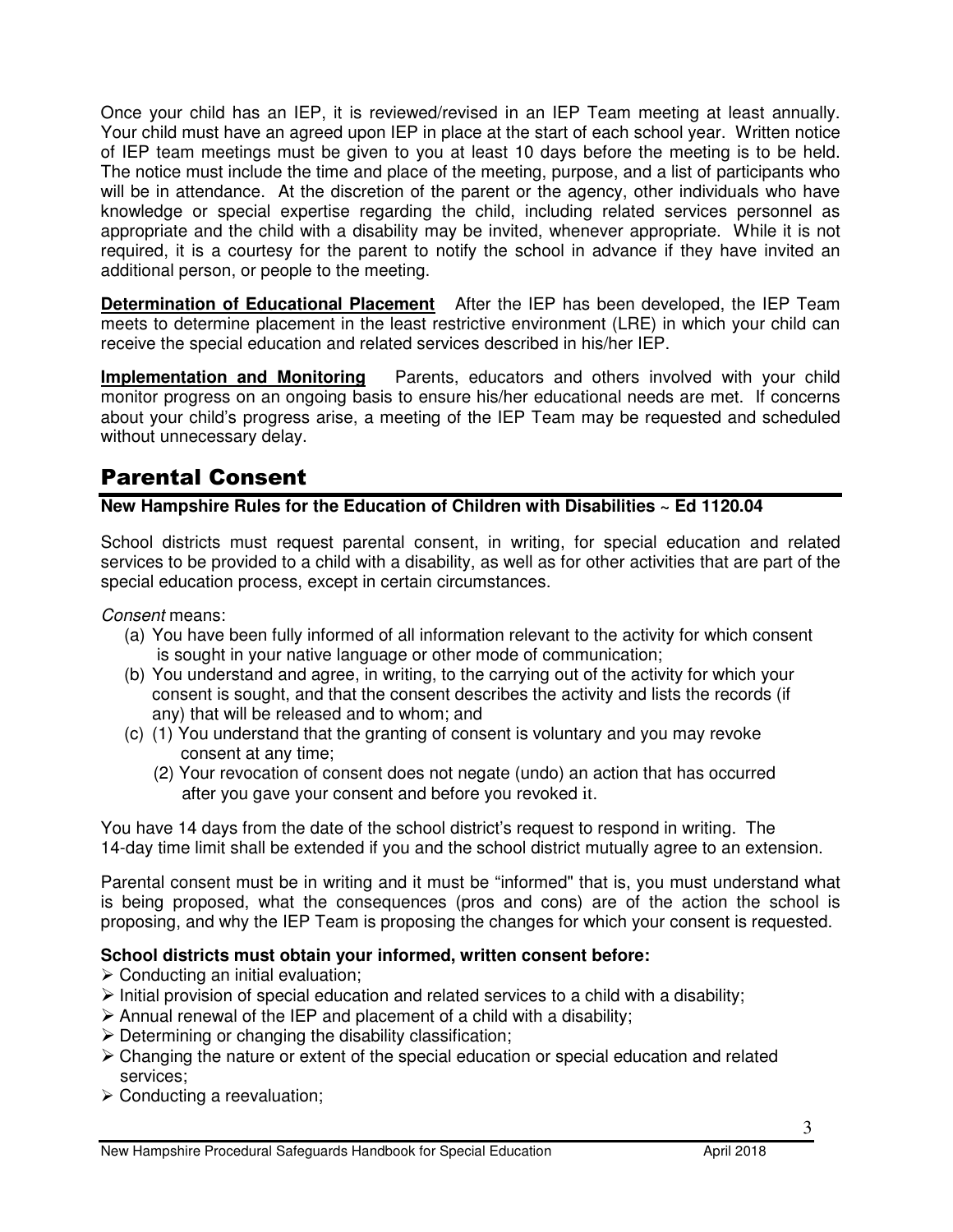Once your child has an IEP, it is reviewed/revised in an IEP Team meeting at least annually. Your child must have an agreed upon IEP in place at the start of each school year. Written notice of IEP team meetings must be given to you at least 10 days before the meeting is to be held. The notice must include the time and place of the meeting, purpose, and a list of participants who will be in attendance. At the discretion of the parent or the agency, other individuals who have knowledge or special expertise regarding the child, including related services personnel as appropriate and the child with a disability may be invited, whenever appropriate. While it is not required, it is a courtesy for the parent to notify the school in advance if they have invited an additional person, or people to the meeting.

**Determination of Educational Placement** After the IEP has been developed, the IEP Team meets to determine placement in the least restrictive environment (LRE) in which your child can receive the special education and related services described in his/her IEP.

**Implementation and Monitoring** Parents, educators and others involved with your child monitor progress on an ongoing basis to ensure his/her educational needs are met. If concerns about your child's progress arise, a meeting of the IEP Team may be requested and scheduled without unnecessary delay.

## Parental Consent

**New Hampshire Rules for the Education of Children with Disabilities ~ Ed 1120.04**

School districts must request parental consent, in writing, for special education and related services to be provided to a child with a disability, as well as for other activities that are part of the special education process, except in certain circumstances.

*Consent* means:

(a) You have been fully informed of all information relevant to the activity for which consent is sought in your native language or other mode of communication;

(b) You understand and agree, in writing, to the carrying out of the activity for which your consent is sought, and that the consent describes the activity and lists the records (if any) that will be released and to whom; and

(c) (1) You understand that the granting of consent is voluntary and you may revoke consent at any time;

(2) Your revocation of consent does not negate (undo) an action that has occurred after you gave your consent and before you revoked it.

You have 14 days from the date of the school district's request to respond in writing. The 14-day time limit shall be extended if you and the school district mutually agree to an extension.

Parental consent must be in writing and it must be "informed" that is, you must understand what is being proposed, what the consequences (pros and cons) are of the action the school is proposing, and why the IEP Team is proposing the changes for which your consent is requested.

**School districts must obtain your informed, written consent before:**

- Conducting an initial evaluation;
- Initial provision of special education and related services to a child with a disability;
- Annual renewal of the IEP and placement of a child with a disability;
- Determining or changing the disability classification;
- Changing the nature or extent of the special education or special education and related services;
- Conducting a reevaluation;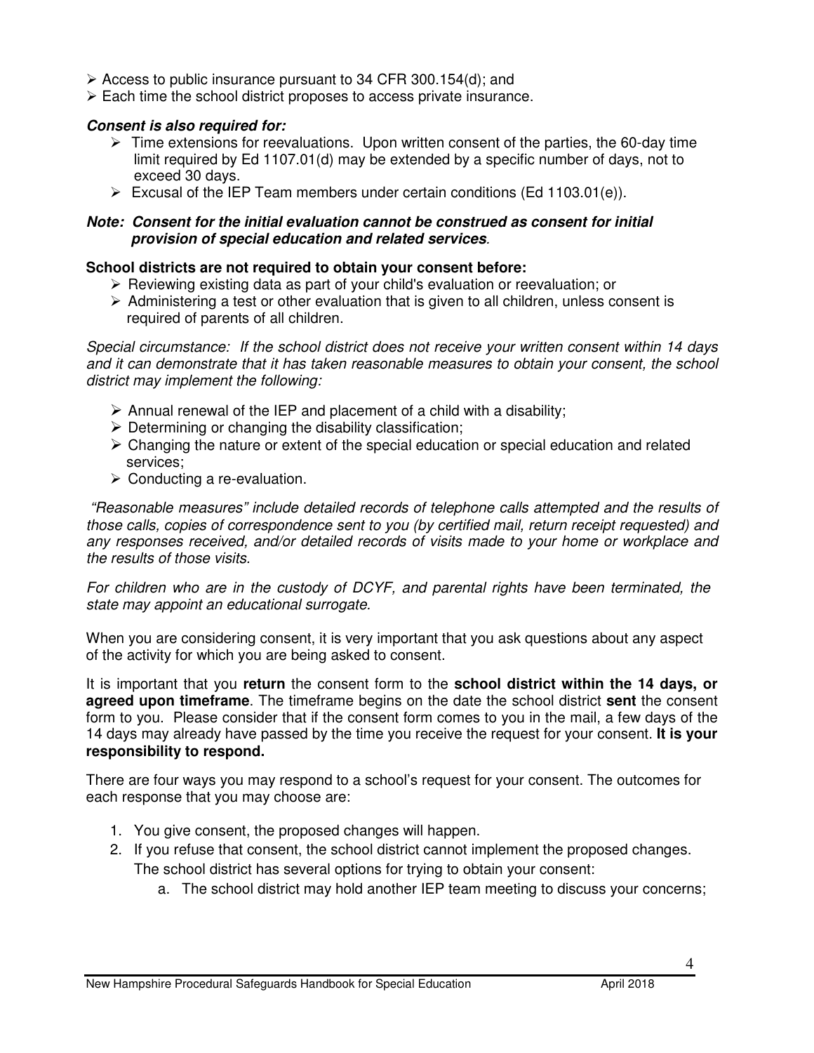- Access to public insurance pursuant to 34 CFR 300.154(d); and
- Each time the school district proposes to access private insurance.

***Consent is also required for:***

- Time extensions for reevaluations. Upon written consent of the parties, the 60-day time limit required by Ed 1107.01(d) may be extended by a specific number of days, not to exceed 30 days.
- Excusal of the IEP Team members under certain conditions (Ed 1103.01(e)).

***Note: Consent for the initial evaluation cannot be construed as consent for initial provision of special education and related services***.

**School districts are not required to obtain your consent before:**

- Reviewing existing data as part of your child's evaluation or reevaluation; or
- Administering a test or other evaluation that is given to all children, unless consent is required of parents of all children.

*Special circumstance: If the school district does not receive your written consent within 14 days and it can demonstrate that it has taken reasonable measures to obtain your consent, the school district may implement the following:*

- Annual renewal of the IEP and placement of a child with a disability;
- Determining or changing the disability classification;
- Changing the nature or extent of the special education or special education and related services;
- Conducting a re-evaluation.

*"Reasonable measures" include detailed records of telephone calls attempted and the results of those calls, copies of correspondence sent to you (by certified mail, return receipt requested) and any responses received, and/or detailed records of visits made to your home or workplace and the results of those visits.*

*For children who are in the custody of DCYF, and parental rights have been terminated, the state may appoint an educational surrogate.*

When you are considering consent, it is very important that you ask questions about any aspect of the activity for which you are being asked to consent.

It is important that you **return** the consent form to the **school district within the 14 days, or agreed upon timeframe**. The timeframe begins on the date the school district **sent** the consent form to you. Please consider that if the consent form comes to you in the mail, a few days of the 14 days may already have passed by the time you receive the request for your consent. **It is your responsibility to respond.**

There are four ways you may respond to a school's request for your consent. The outcomes for each response that you may choose are:

1. You give consent, the proposed changes will happen.
2. If you refuse that consent, the school district cannot implement the proposed changes. The school district has several options for trying to obtain your consent:
    a. The school district may hold another IEP team meeting to discuss your concerns;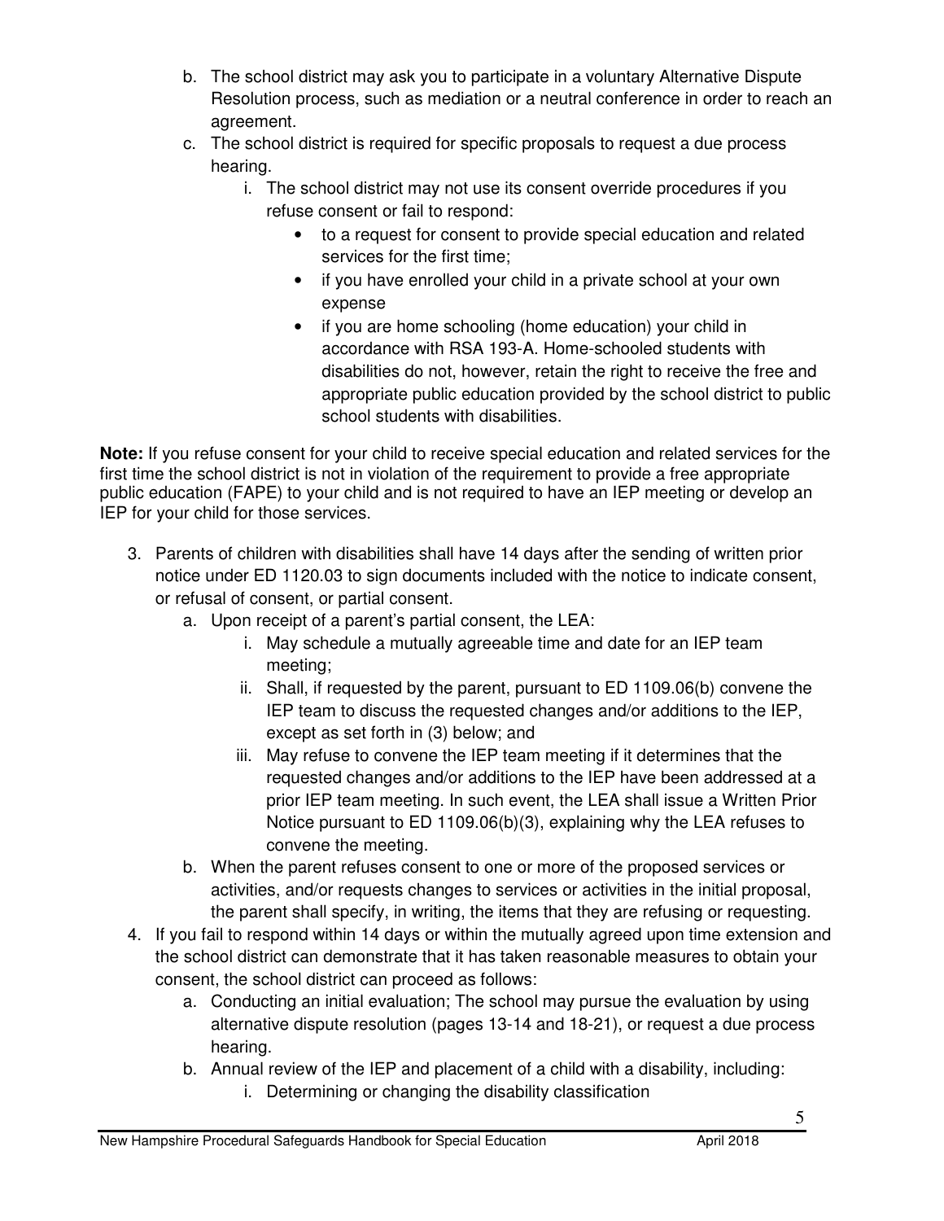b. The school district may ask you to participate in a voluntary Alternative Dispute Resolution process, such as mediation or a neutral conference in order to reach an agreement.

c. The school district is required for specific proposals to request a due process hearing.

    i. The school district may not use its consent override procedures if you refuse consent or fail to respond:

        - to a request for consent to provide special education and related services for the first time;
        - if you have enrolled your child in a private school at your own expense
        - if you are home schooling (home education) your child in accordance with RSA 193-A. Home-schooled students with disabilities do not, however, retain the right to receive the free and appropriate public education provided by the school district to public school students with disabilities.

**Note:** If you refuse consent for your child to receive special education and related services for the first time the school district is not in violation of the requirement to provide a free appropriate public education (FAPE) to your child and is not required to have an IEP meeting or develop an IEP for your child for those services.

3. Parents of children with disabilities shall have 14 days after the sending of written prior notice under ED 1120.03 to sign documents included with the notice to indicate consent, or refusal of consent, or partial consent.
    a. Upon receipt of a parent's partial consent, the LEA:
        i. May schedule a mutually agreeable time and date for an IEP team meeting;
        ii. Shall, if requested by the parent, pursuant to ED 1109.06(b) convene the IEP team to discuss the requested changes and/or additions to the IEP, except as set forth in (3) below; and
        iii. May refuse to convene the IEP team meeting if it determines that the requested changes and/or additions to the IEP have been addressed at a prior IEP team meeting. In such event, the LEA shall issue a Written Prior Notice pursuant to ED 1109.06(b)(3), explaining why the LEA refuses to convene the meeting.
    b. When the parent refuses consent to one or more of the proposed services or activities, and/or requests changes to services or activities in the initial proposal, the parent shall specify, in writing, the items that they are refusing or requesting.
4. If you fail to respond within 14 days or within the mutually agreed upon time extension and the school district can demonstrate that it has taken reasonable measures to obtain your consent, the school district can proceed as follows:
    a. Conducting an initial evaluation; The school may pursue the evaluation by using alternative dispute resolution (pages 13-14 and 18-21), or request a due process hearing.
    b. Annual review of the IEP and placement of a child with a disability, including:
        i. Determining or changing the disability classification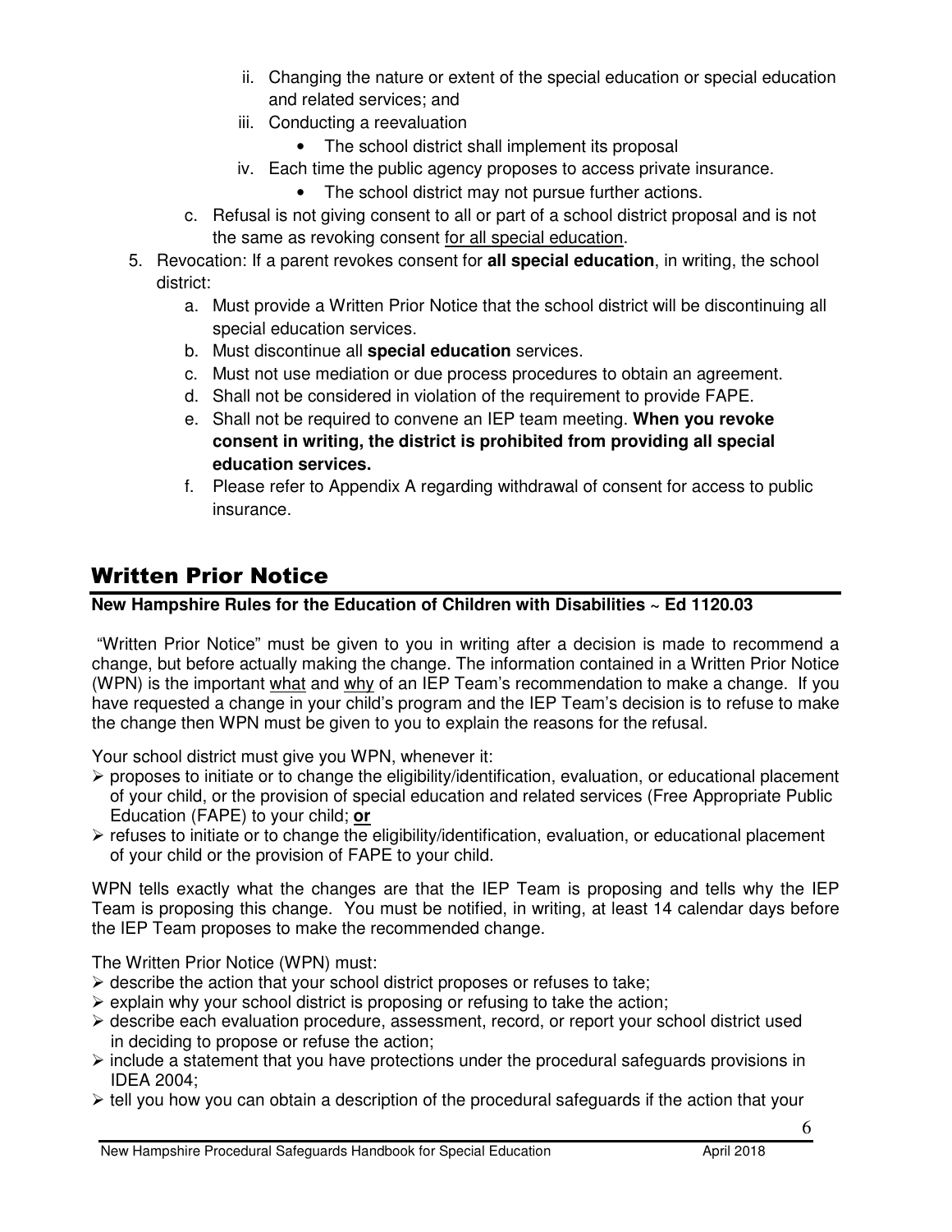ii. Changing the nature or extent of the special education or special education and related services; and

iii. Conducting a reevaluation

- The school district shall implement its proposal

iv. Each time the public agency proposes to access private insurance.

- The school district may not pursue further actions.

c. Refusal is not giving consent to all or part of a school district proposal and is not the same as revoking consent for all special education.

5. Revocation: If a parent revokes consent for **all special education**, in writing, the school district:
   a. Must provide a Written Prior Notice that the school district will be discontinuing all special education services.
   b. Must discontinue all **special education** services.
   c. Must not use mediation or due process procedures to obtain an agreement.
   d. Shall not be considered in violation of the requirement to provide FAPE.
   e. Shall not be required to convene an IEP team meeting. **When you revoke consent in writing, the district is prohibited from providing all special education services.**
   f. Please refer to Appendix A regarding withdrawal of consent for access to public insurance.

## Written Prior Notice

**New Hampshire Rules for the Education of Children with Disabilities ~ Ed 1120.03**

"Written Prior Notice" must be given to you in writing after a decision is made to recommend a change, but before actually making the change. The information contained in a Written Prior Notice (WPN) is the important what and why of an IEP Team's recommendation to make a change. If you have requested a change in your child's program and the IEP Team's decision is to refuse to make the change then WPN must be given to you to explain the reasons for the refusal.

Your school district must give you WPN, whenever it:

- proposes to initiate or to change the eligibility/identification, evaluation, or educational placement of your child, or the provision of special education and related services (Free Appropriate Public Education (FAPE) to your child; **or**
- refuses to initiate or to change the eligibility/identification, evaluation, or educational placement of your child or the provision of FAPE to your child.

WPN tells exactly what the changes are that the IEP Team is proposing and tells why the IEP Team is proposing this change. You must be notified, in writing, at least 14 calendar days before the IEP Team proposes to make the recommended change.

The Written Prior Notice (WPN) must:

- describe the action that your school district proposes or refuses to take;
- explain why your school district is proposing or refusing to take the action;
- describe each evaluation procedure, assessment, record, or report your school district used in deciding to propose or refuse the action;
- include a statement that you have protections under the procedural safeguards provisions in IDEA 2004;
- tell you how you can obtain a description of the procedural safeguards if the action that your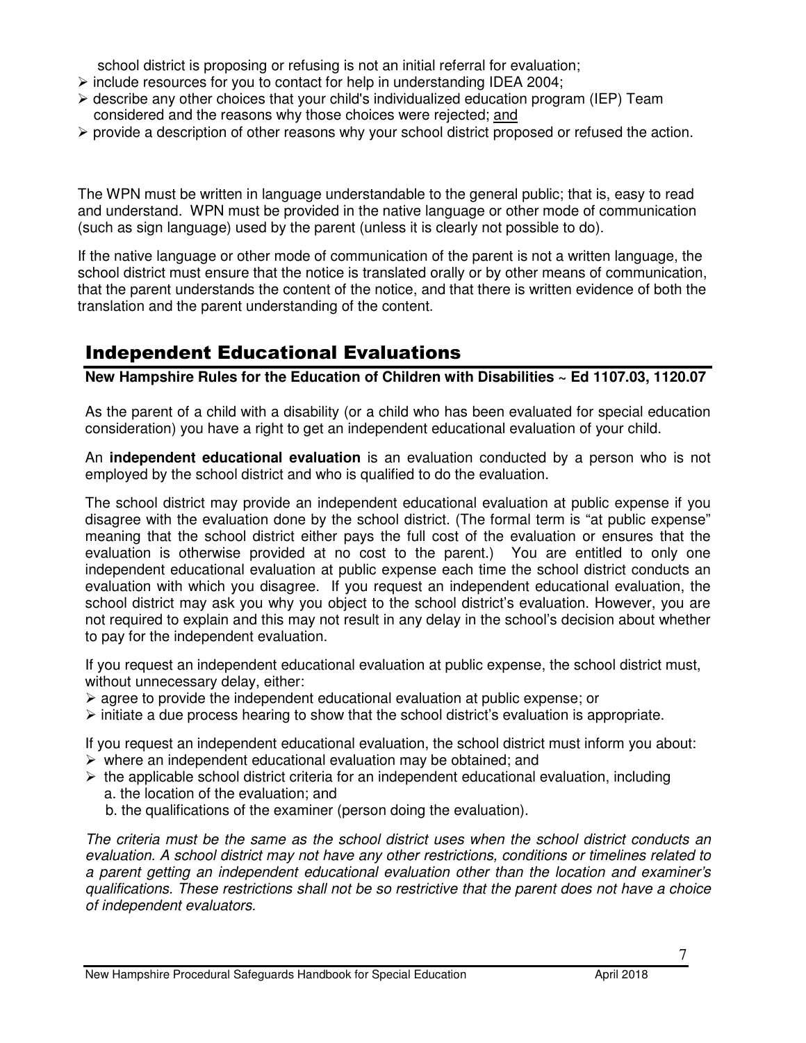school district is proposing or refusing is not an initial referral for evaluation;

- include resources for you to contact for help in understanding IDEA 2004;
- describe any other choices that your child's individualized education program (IEP) Team considered and the reasons why those choices were rejected; and
- provide a description of other reasons why your school district proposed or refused the action.

The WPN must be written in language understandable to the general public; that is, easy to read and understand. WPN must be provided in the native language or other mode of communication (such as sign language) used by the parent (unless it is clearly not possible to do).

If the native language or other mode of communication of the parent is not a written language, the school district must ensure that the notice is translated orally or by other means of communication, that the parent understands the content of the notice, and that there is written evidence of both the translation and the parent understanding of the content.

## Independent Educational Evaluations

**New Hampshire Rules for the Education of Children with Disabilities ~ Ed 1107.03, 1120.07**

As the parent of a child with a disability (or a child who has been evaluated for special education consideration) you have a right to get an independent educational evaluation of your child.

An **independent educational evaluation** is an evaluation conducted by a person who is not employed by the school district and who is qualified to do the evaluation.

The school district may provide an independent educational evaluation at public expense if you disagree with the evaluation done by the school district. (The formal term is "at public expense" meaning that the school district either pays the full cost of the evaluation or ensures that the evaluation is otherwise provided at no cost to the parent.) You are entitled to only one independent educational evaluation at public expense each time the school district conducts an evaluation with which you disagree. If you request an independent educational evaluation, the school district may ask you why you object to the school district's evaluation. However, you are not required to explain and this may not result in any delay in the school's decision about whether to pay for the independent evaluation.

If you request an independent educational evaluation at public expense, the school district must, without unnecessary delay, either:

- agree to provide the independent educational evaluation at public expense; or
- initiate a due process hearing to show that the school district's evaluation is appropriate.

If you request an independent educational evaluation, the school district must inform you about:

- where an independent educational evaluation may be obtained; and
- the applicable school district criteria for an independent educational evaluation, including
  a. the location of the evaluation; and
  b. the qualifications of the examiner (person doing the evaluation).

*The criteria must be the same as the school district uses when the school district conducts an evaluation. A school district may not have any other restrictions, conditions or timelines related to a parent getting an independent educational evaluation other than the location and examiner's qualifications. These restrictions shall not be so restrictive that the parent does not have a choice of independent evaluators.*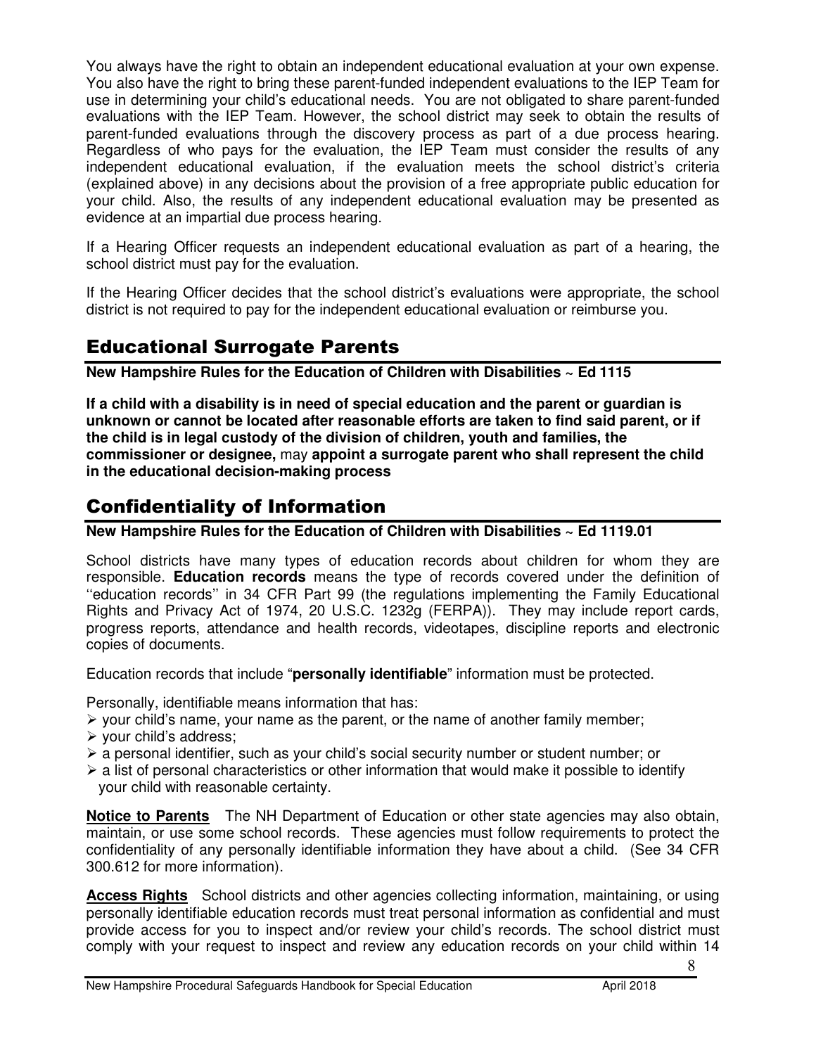You always have the right to obtain an independent educational evaluation at your own expense. You also have the right to bring these parent-funded independent evaluations to the IEP Team for use in determining your child's educational needs. You are not obligated to share parent-funded evaluations with the IEP Team. However, the school district may seek to obtain the results of parent-funded evaluations through the discovery process as part of a due process hearing. Regardless of who pays for the evaluation, the IEP Team must consider the results of any independent educational evaluation, if the evaluation meets the school district's criteria (explained above) in any decisions about the provision of a free appropriate public education for your child. Also, the results of any independent educational evaluation may be presented as evidence at an impartial due process hearing.

If a Hearing Officer requests an independent educational evaluation as part of a hearing, the school district must pay for the evaluation.

If the Hearing Officer decides that the school district's evaluations were appropriate, the school district is not required to pay for the independent educational evaluation or reimburse you.

## Educational Surrogate Parents

**New Hampshire Rules for the Education of Children with Disabilities ~ Ed 1115**

**If a child with a disability is in need of special education and the parent or guardian is unknown or cannot be located after reasonable efforts are taken to find said parent, or if the child is in legal custody of the division of children, youth and families, the commissioner or designee,** may **appoint a surrogate parent who shall represent the child in the educational decision-making process**

## Confidentiality of Information

**New Hampshire Rules for the Education of Children with Disabilities ~ Ed 1119.01**

School districts have many types of education records about children for whom they are responsible. **Education records** means the type of records covered under the definition of ''education records'' in 34 CFR Part 99 (the regulations implementing the Family Educational Rights and Privacy Act of 1974, 20 U.S.C. 1232g (FERPA)). They may include report cards, progress reports, attendance and health records, videotapes, discipline reports and electronic copies of documents.

Education records that include "**personally identifiable**" information must be protected.

Personally, identifiable means information that has:

- your child's name, your name as the parent, or the name of another family member;
- your child's address;
- a personal identifier, such as your child's social security number or student number; or
- a list of personal characteristics or other information that would make it possible to identify your child with reasonable certainty.

**Notice to Parents** The NH Department of Education or other state agencies may also obtain, maintain, or use some school records. These agencies must follow requirements to protect the confidentiality of any personally identifiable information they have about a child. (See 34 CFR 300.612 for more information).

**Access Rights** School districts and other agencies collecting information, maintaining, or using personally identifiable education records must treat personal information as confidential and must provide access for you to inspect and/or review your child's records. The school district must comply with your request to inspect and review any education records on your child within 14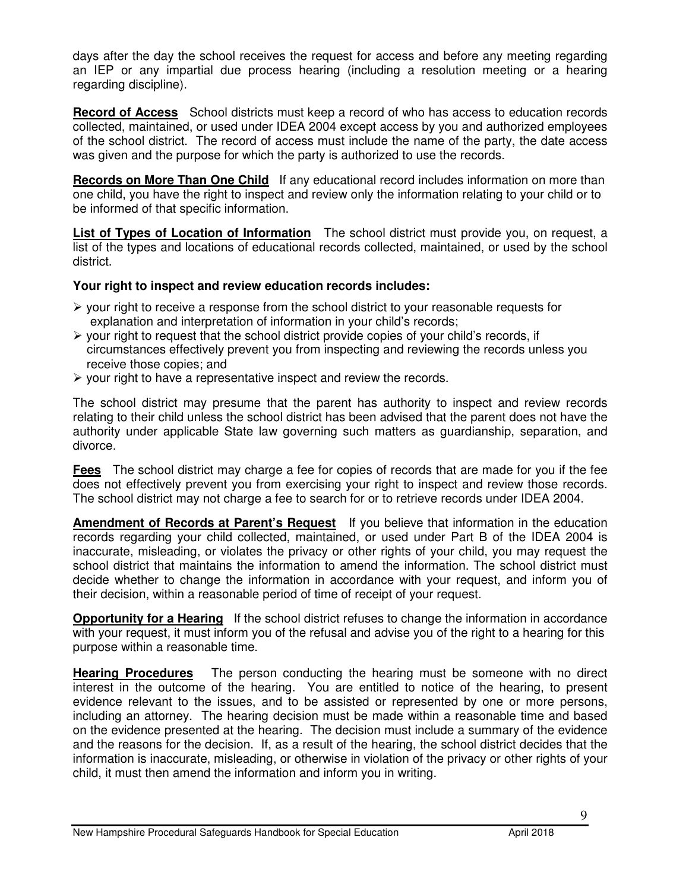days after the day the school receives the request for access and before any meeting regarding an IEP or any impartial due process hearing (including a resolution meeting or a hearing regarding discipline).

**Record of Access** School districts must keep a record of who has access to education records collected, maintained, or used under IDEA 2004 except access by you and authorized employees of the school district. The record of access must include the name of the party, the date access was given and the purpose for which the party is authorized to use the records.

**Records on More Than One Child** If any educational record includes information on more than one child, you have the right to inspect and review only the information relating to your child or to be informed of that specific information.

**List of Types of Location of Information** The school district must provide you, on request, a list of the types and locations of educational records collected, maintained, or used by the school district.

**Your right to inspect and review education records includes:**

- your right to receive a response from the school district to your reasonable requests for explanation and interpretation of information in your child's records;
- your right to request that the school district provide copies of your child's records, if circumstances effectively prevent you from inspecting and reviewing the records unless you receive those copies; and
- your right to have a representative inspect and review the records.

The school district may presume that the parent has authority to inspect and review records relating to their child unless the school district has been advised that the parent does not have the authority under applicable State law governing such matters as guardianship, separation, and divorce.

**Fees** The school district may charge a fee for copies of records that are made for you if the fee does not effectively prevent you from exercising your right to inspect and review those records. The school district may not charge a fee to search for or to retrieve records under IDEA 2004.

**Amendment of Records at Parent's Request** If you believe that information in the education records regarding your child collected, maintained, or used under Part B of the IDEA 2004 is inaccurate, misleading, or violates the privacy or other rights of your child, you may request the school district that maintains the information to amend the information. The school district must decide whether to change the information in accordance with your request, and inform you of their decision, within a reasonable period of time of receipt of your request.

**Opportunity for a Hearing** If the school district refuses to change the information in accordance with your request, it must inform you of the refusal and advise you of the right to a hearing for this purpose within a reasonable time.

**Hearing Procedures** The person conducting the hearing must be someone with no direct interest in the outcome of the hearing. You are entitled to notice of the hearing, to present evidence relevant to the issues, and to be assisted or represented by one or more persons, including an attorney. The hearing decision must be made within a reasonable time and based on the evidence presented at the hearing. The decision must include a summary of the evidence and the reasons for the decision. If, as a result of the hearing, the school district decides that the information is inaccurate, misleading, or otherwise in violation of the privacy or other rights of your child, it must then amend the information and inform you in writing.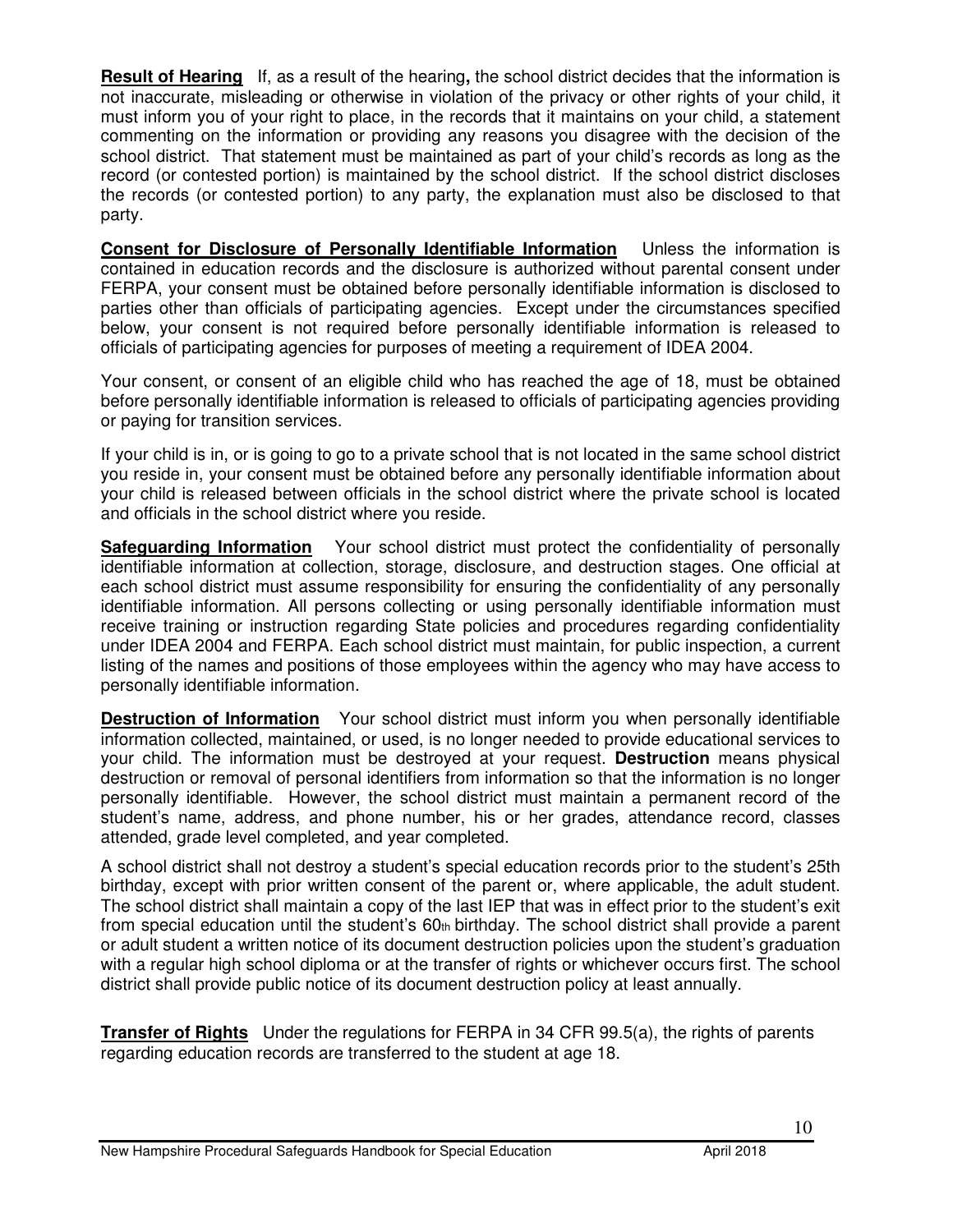**Result of Hearing** If, as a result of the hearing**,** the school district decides that the information is not inaccurate, misleading or otherwise in violation of the privacy or other rights of your child, it must inform you of your right to place, in the records that it maintains on your child, a statement commenting on the information or providing any reasons you disagree with the decision of the school district. That statement must be maintained as part of your child's records as long as the record (or contested portion) is maintained by the school district. If the school district discloses the records (or contested portion) to any party, the explanation must also be disclosed to that party.

**Consent for Disclosure of Personally Identifiable Information** Unless the information is contained in education records and the disclosure is authorized without parental consent under FERPA, your consent must be obtained before personally identifiable information is disclosed to parties other than officials of participating agencies. Except under the circumstances specified below, your consent is not required before personally identifiable information is released to officials of participating agencies for purposes of meeting a requirement of IDEA 2004.

Your consent, or consent of an eligible child who has reached the age of 18, must be obtained before personally identifiable information is released to officials of participating agencies providing or paying for transition services.

If your child is in, or is going to go to a private school that is not located in the same school district you reside in, your consent must be obtained before any personally identifiable information about your child is released between officials in the school district where the private school is located and officials in the school district where you reside.

**Safeguarding Information** Your school district must protect the confidentiality of personally identifiable information at collection, storage, disclosure, and destruction stages. One official at each school district must assume responsibility for ensuring the confidentiality of any personally identifiable information. All persons collecting or using personally identifiable information must receive training or instruction regarding State policies and procedures regarding confidentiality under IDEA 2004 and FERPA. Each school district must maintain, for public inspection, a current listing of the names and positions of those employees within the agency who may have access to personally identifiable information.

**Destruction of Information** Your school district must inform you when personally identifiable information collected, maintained, or used, is no longer needed to provide educational services to your child. The information must be destroyed at your request. **Destruction** means physical destruction or removal of personal identifiers from information so that the information is no longer personally identifiable. However, the school district must maintain a permanent record of the student's name, address, and phone number, his or her grades, attendance record, classes attended, grade level completed, and year completed.

A school district shall not destroy a student's special education records prior to the student's 25th birthday, except with prior written consent of the parent or, where applicable, the adult student. The school district shall maintain a copy of the last IEP that was in effect prior to the student's exit from special education until the student's 60th birthday. The school district shall provide a parent or adult student a written notice of its document destruction policies upon the student's graduation with a regular high school diploma or at the transfer of rights or whichever occurs first. The school district shall provide public notice of its document destruction policy at least annually.

**Transfer of Rights** Under the regulations for FERPA in 34 CFR 99.5(a), the rights of parents regarding education records are transferred to the student at age 18.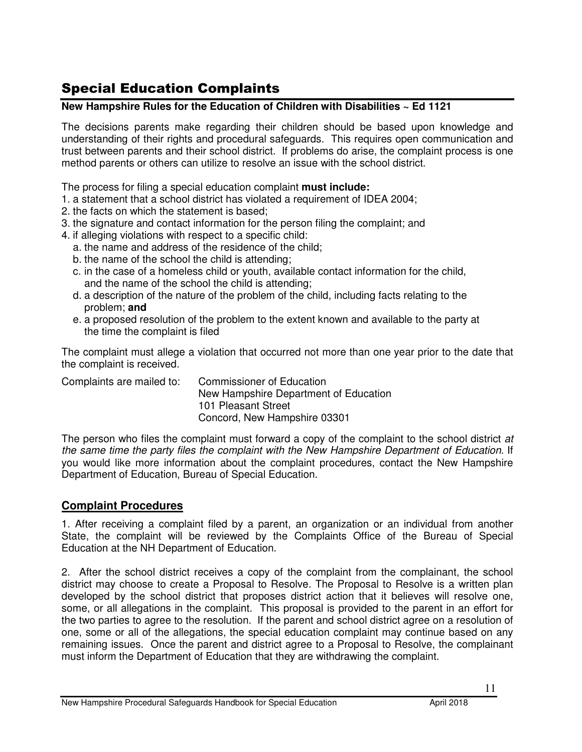## Special Education Complaints

**New Hampshire Rules for the Education of Children with Disabilities ~ Ed 1121**

The decisions parents make regarding their children should be based upon knowledge and understanding of their rights and procedural safeguards. This requires open communication and trust between parents and their school district. If problems do arise, the complaint process is one method parents or others can utilize to resolve an issue with the school district.

The process for filing a special education complaint **must include:**

1. a statement that a school district has violated a requirement of IDEA 2004;
2. the facts on which the statement is based;
3. the signature and contact information for the person filing the complaint; and
4. if alleging violations with respect to a specific child:
   a. the name and address of the residence of the child;
   b. the name of the school the child is attending;
   c. in the case of a homeless child or youth, available contact information for the child, and the name of the school the child is attending;
   d. a description of the nature of the problem of the child, including facts relating to the problem; **and**
   e. a proposed resolution of the problem to the extent known and available to the party at the time the complaint is filed

The complaint must allege a violation that occurred not more than one year prior to the date that the complaint is received.

Complaints are mailed to:
Commissioner of Education
New Hampshire Department of Education
101 Pleasant Street
Concord, New Hampshire 03301

The person who files the complaint must forward a copy of the complaint to the school district *at the same time the party files the complaint with the New Hampshire Department of Education.* If you would like more information about the complaint procedures, contact the New Hampshire Department of Education, Bureau of Special Education.

### Complaint Procedures

1. After receiving a complaint filed by a parent, an organization or an individual from another State, the complaint will be reviewed by the Complaints Office of the Bureau of Special Education at the NH Department of Education.

2. After the school district receives a copy of the complaint from the complainant, the school district may choose to create a Proposal to Resolve. The Proposal to Resolve is a written plan developed by the school district that proposes district action that it believes will resolve one, some, or all allegations in the complaint. This proposal is provided to the parent in an effort for the two parties to agree to the resolution. If the parent and school district agree on a resolution of one, some or all of the allegations, the special education complaint may continue based on any remaining issues. Once the parent and district agree to a Proposal to Resolve, the complainant must inform the Department of Education that they are withdrawing the complaint.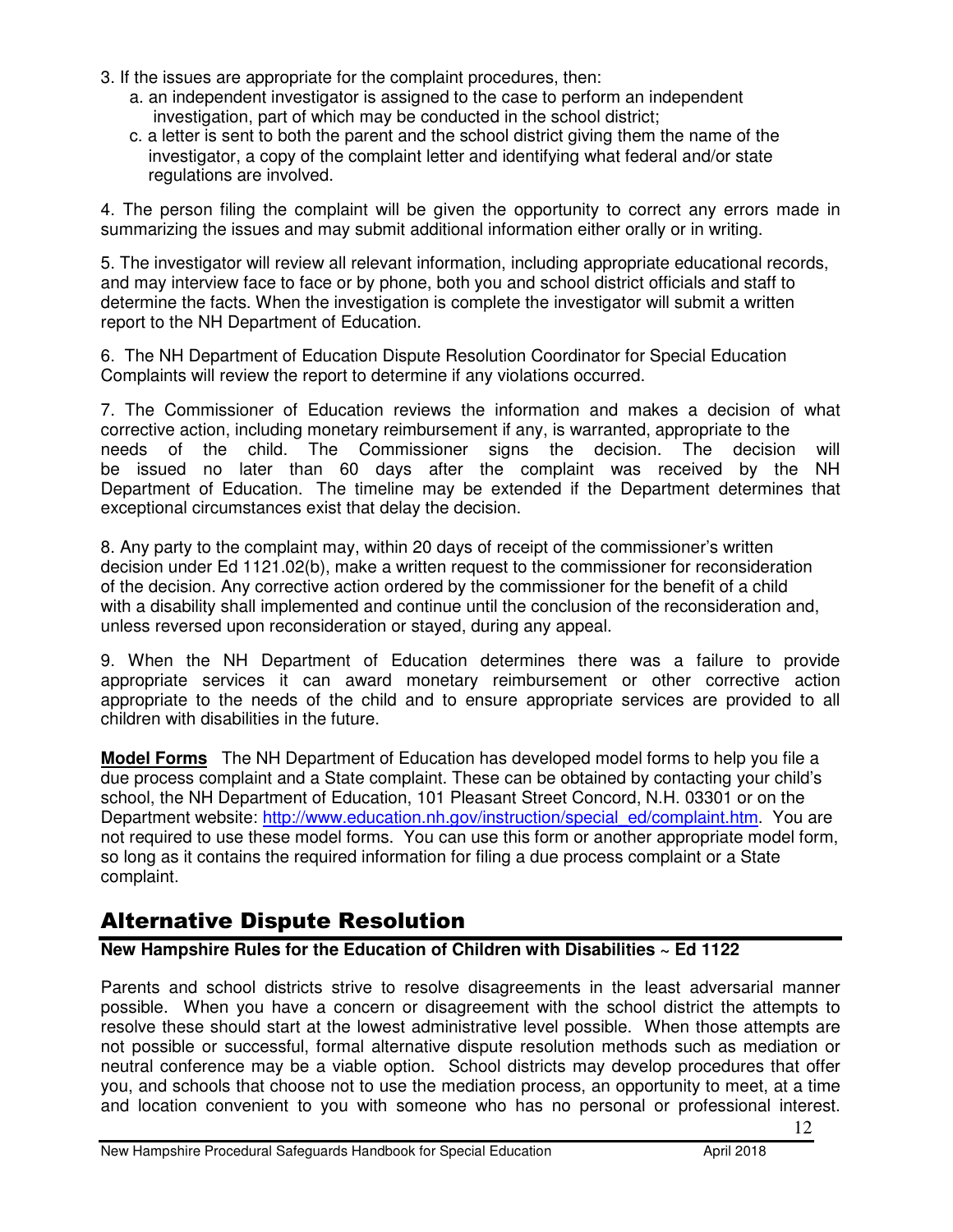3. If the issues are appropriate for the complaint procedures, then:
   a. an independent investigator is assigned to the case to perform an independent investigation, part of which may be conducted in the school district;
   c. a letter is sent to both the parent and the school district giving them the name of the investigator, a copy of the complaint letter and identifying what federal and/or state regulations are involved.

4. The person filing the complaint will be given the opportunity to correct any errors made in summarizing the issues and may submit additional information either orally or in writing.

5. The investigator will review all relevant information, including appropriate educational records, and may interview face to face or by phone, both you and school district officials and staff to determine the facts. When the investigation is complete the investigator will submit a written report to the NH Department of Education.

6. The NH Department of Education Dispute Resolution Coordinator for Special Education Complaints will review the report to determine if any violations occurred.

7. The Commissioner of Education reviews the information and makes a decision of what corrective action, including monetary reimbursement if any, is warranted, appropriate to the needs of the child. The Commissioner signs the decision. The decision will be issued no later than 60 days after the complaint was received by the NH Department of Education. The timeline may be extended if the Department determines that exceptional circumstances exist that delay the decision.

8. Any party to the complaint may, within 20 days of receipt of the commissioner's written decision under Ed 1121.02(b), make a written request to the commissioner for reconsideration of the decision. Any corrective action ordered by the commissioner for the benefit of a child with a disability shall implemented and continue until the conclusion of the reconsideration and, unless reversed upon reconsideration or stayed, during any appeal.

9. When the NH Department of Education determines there was a failure to provide appropriate services it can award monetary reimbursement or other corrective action appropriate to the needs of the child and to ensure appropriate services are provided to all children with disabilities in the future.

**Model Forms** The NH Department of Education has developed model forms to help you file a due process complaint and a State complaint. These can be obtained by contacting your child's school, the NH Department of Education, 101 Pleasant Street Concord, N.H. 03301 or on the Department website: http://www.education.nh.gov/instruction/special_ed/complaint.htm. You are not required to use these model forms. You can use this form or another appropriate model form, so long as it contains the required information for filing a due process complaint or a State complaint.

## Alternative Dispute Resolution

**New Hampshire Rules for the Education of Children with Disabilities ~ Ed 1122**

Parents and school districts strive to resolve disagreements in the least adversarial manner possible. When you have a concern or disagreement with the school district the attempts to resolve these should start at the lowest administrative level possible. When those attempts are not possible or successful, formal alternative dispute resolution methods such as mediation or neutral conference may be a viable option. School districts may develop procedures that offer you, and schools that choose not to use the mediation process, an opportunity to meet, at a time and location convenient to you with someone who has no personal or professional interest.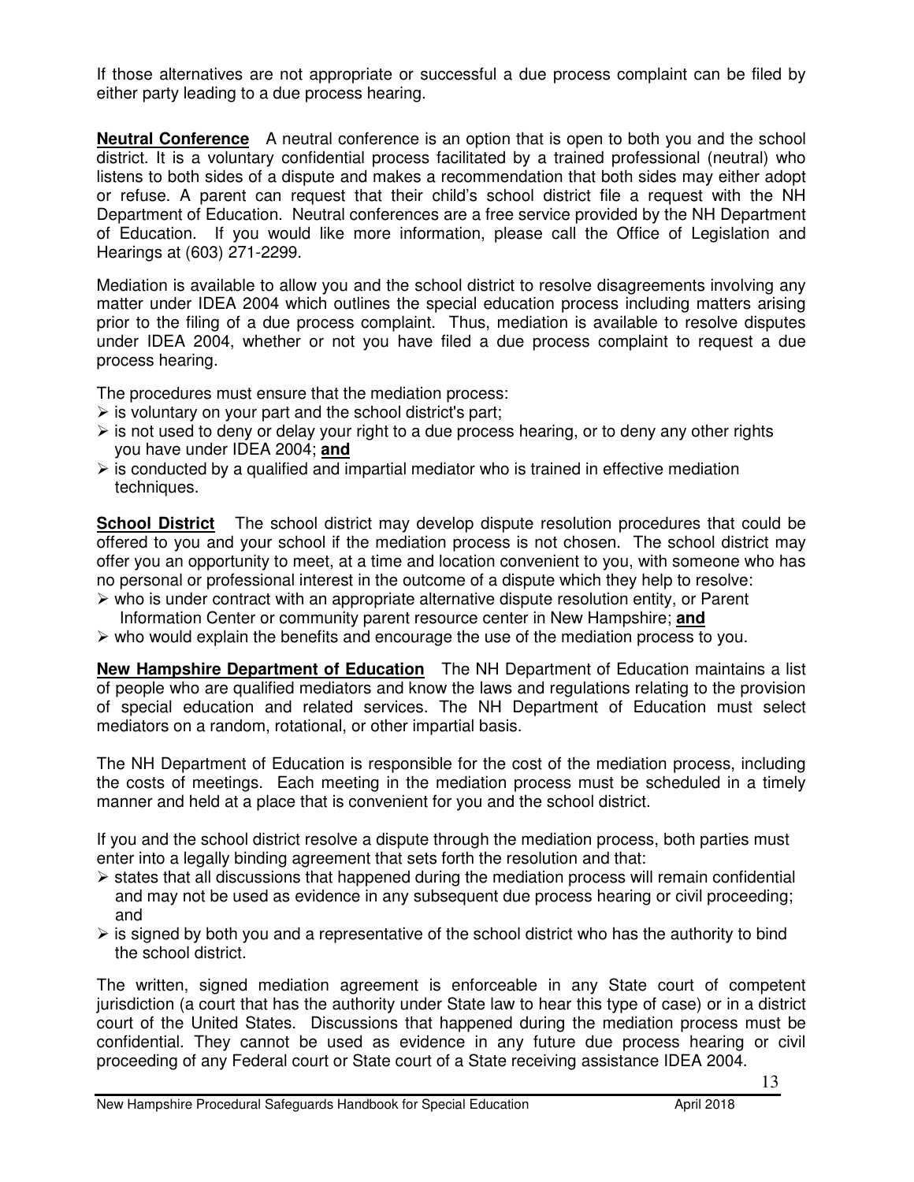If those alternatives are not appropriate or successful a due process complaint can be filed by either party leading to a due process hearing.

**Neutral Conference** A neutral conference is an option that is open to both you and the school district. It is a voluntary confidential process facilitated by a trained professional (neutral) who listens to both sides of a dispute and makes a recommendation that both sides may either adopt or refuse. A parent can request that their child's school district file a request with the NH Department of Education. Neutral conferences are a free service provided by the NH Department of Education. If you would like more information, please call the Office of Legislation and Hearings at (603) 271-2299.

Mediation is available to allow you and the school district to resolve disagreements involving any matter under IDEA 2004 which outlines the special education process including matters arising prior to the filing of a due process complaint. Thus, mediation is available to resolve disputes under IDEA 2004, whether or not you have filed a due process complaint to request a due process hearing.

The procedures must ensure that the mediation process:

- is voluntary on your part and the school district's part;
- is not used to deny or delay your right to a due process hearing, or to deny any other rights you have under IDEA 2004; **and**
- is conducted by a qualified and impartial mediator who is trained in effective mediation techniques.

**School District** The school district may develop dispute resolution procedures that could be offered to you and your school if the mediation process is not chosen. The school district may offer you an opportunity to meet, at a time and location convenient to you, with someone who has no personal or professional interest in the outcome of a dispute which they help to resolve:

- who is under contract with an appropriate alternative dispute resolution entity, or Parent Information Center or community parent resource center in New Hampshire; **and**
- who would explain the benefits and encourage the use of the mediation process to you.

**New Hampshire Department of Education** The NH Department of Education maintains a list of people who are qualified mediators and know the laws and regulations relating to the provision of special education and related services. The NH Department of Education must select mediators on a random, rotational, or other impartial basis.

The NH Department of Education is responsible for the cost of the mediation process, including the costs of meetings. Each meeting in the mediation process must be scheduled in a timely manner and held at a place that is convenient for you and the school district.

If you and the school district resolve a dispute through the mediation process, both parties must enter into a legally binding agreement that sets forth the resolution and that:

- states that all discussions that happened during the mediation process will remain confidential and may not be used as evidence in any subsequent due process hearing or civil proceeding; and
- is signed by both you and a representative of the school district who has the authority to bind the school district.

The written, signed mediation agreement is enforceable in any State court of competent jurisdiction (a court that has the authority under State law to hear this type of case) or in a district court of the United States. Discussions that happened during the mediation process must be confidential. They cannot be used as evidence in any future due process hearing or civil proceeding of any Federal court or State court of a State receiving assistance IDEA 2004.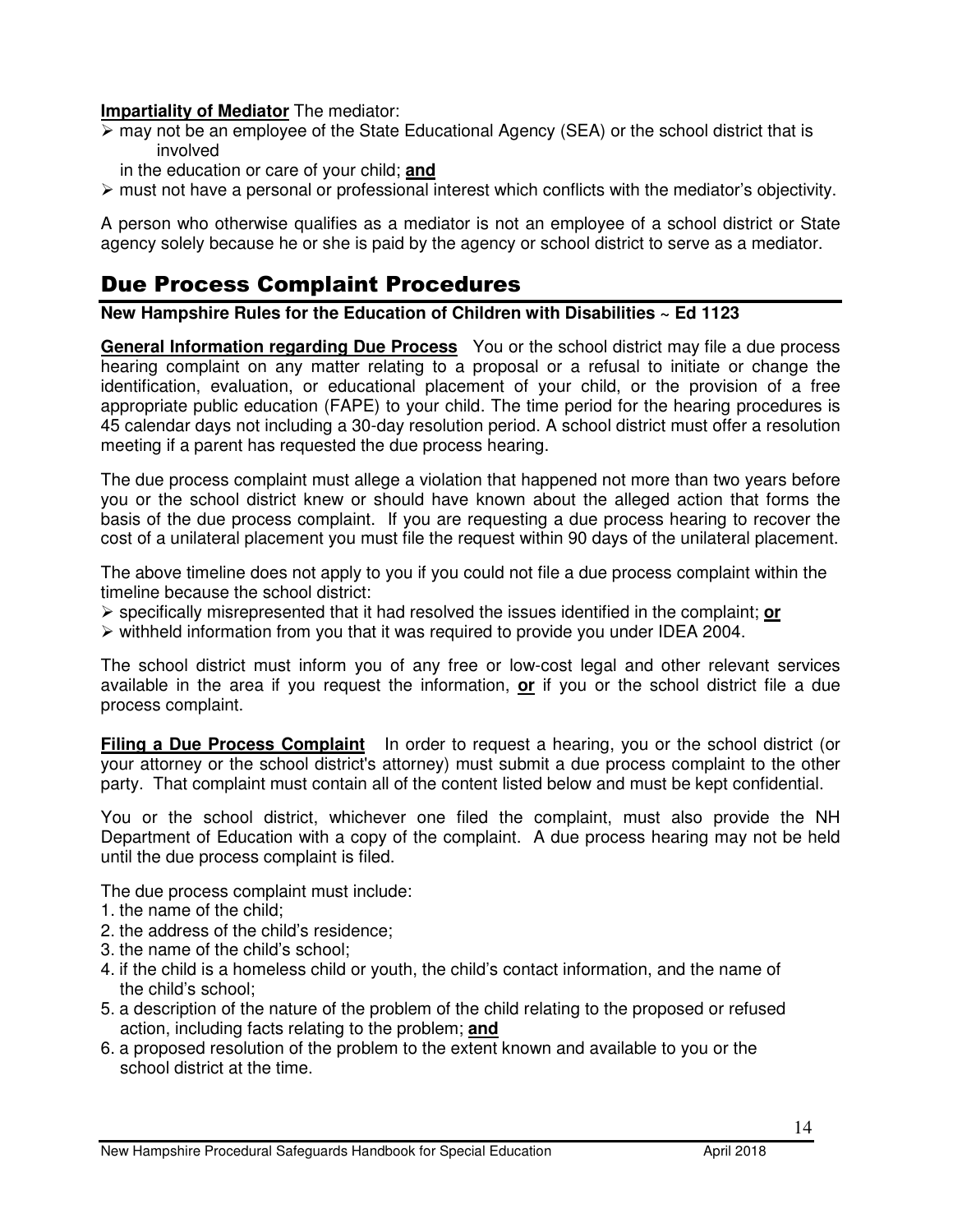**Impartiality of Mediator** The mediator:

- may not be an employee of the State Educational Agency (SEA) or the school district that is involved in the education or care of your child; **and**
- must not have a personal or professional interest which conflicts with the mediator's objectivity.

A person who otherwise qualifies as a mediator is not an employee of a school district or State agency solely because he or she is paid by the agency or school district to serve as a mediator.

# Due Process Complaint Procedures

**New Hampshire Rules for the Education of Children with Disabilities ~ Ed 1123**

**General Information regarding Due Process** You or the school district may file a due process hearing complaint on any matter relating to a proposal or a refusal to initiate or change the identification, evaluation, or educational placement of your child, or the provision of a free appropriate public education (FAPE) to your child. The time period for the hearing procedures is 45 calendar days not including a 30-day resolution period. A school district must offer a resolution meeting if a parent has requested the due process hearing.

The due process complaint must allege a violation that happened not more than two years before you or the school district knew or should have known about the alleged action that forms the basis of the due process complaint. If you are requesting a due process hearing to recover the cost of a unilateral placement you must file the request within 90 days of the unilateral placement.

The above timeline does not apply to you if you could not file a due process complaint within the timeline because the school district:

- specifically misrepresented that it had resolved the issues identified in the complaint; **or**
- withheld information from you that it was required to provide you under IDEA 2004.

The school district must inform you of any free or low-cost legal and other relevant services available in the area if you request the information, **or** if you or the school district file a due process complaint.

**Filing a Due Process Complaint** In order to request a hearing, you or the school district (or your attorney or the school district's attorney) must submit a due process complaint to the other party. That complaint must contain all of the content listed below and must be kept confidential.

You or the school district, whichever one filed the complaint, must also provide the NH Department of Education with a copy of the complaint. A due process hearing may not be held until the due process complaint is filed.

The due process complaint must include:

1. the name of the child;
2. the address of the child's residence;
3. the name of the child's school;
4. if the child is a homeless child or youth, the child's contact information, and the name of the child's school;
5. a description of the nature of the problem of the child relating to the proposed or refused action, including facts relating to the problem; **and**
6. a proposed resolution of the problem to the extent known and available to you or the school district at the time.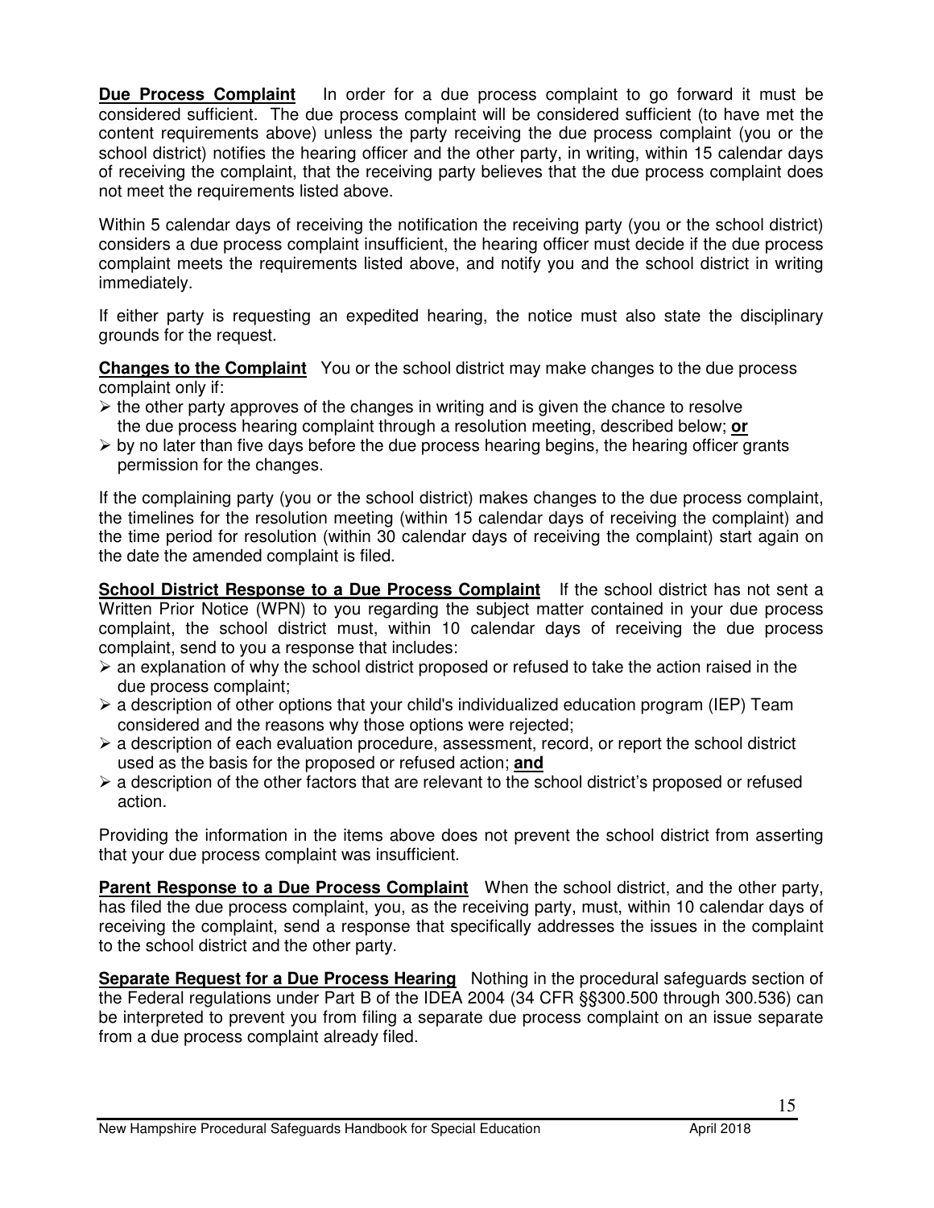**Due Process Complaint** In order for a due process complaint to go forward it must be considered sufficient. The due process complaint will be considered sufficient (to have met the content requirements above) unless the party receiving the due process complaint (you or the school district) notifies the hearing officer and the other party, in writing, within 15 calendar days of receiving the complaint, that the receiving party believes that the due process complaint does not meet the requirements listed above.

Within 5 calendar days of receiving the notification the receiving party (you or the school district) considers a due process complaint insufficient, the hearing officer must decide if the due process complaint meets the requirements listed above, and notify you and the school district in writing immediately.

If either party is requesting an expedited hearing, the notice must also state the disciplinary grounds for the request.

**Changes to the Complaint** You or the school district may make changes to the due process complaint only if:

- the other party approves of the changes in writing and is given the chance to resolve the due process hearing complaint through a resolution meeting, described below; **or**
- by no later than five days before the due process hearing begins, the hearing officer grants permission for the changes.

If the complaining party (you or the school district) makes changes to the due process complaint, the timelines for the resolution meeting (within 15 calendar days of receiving the complaint) and the time period for resolution (within 30 calendar days of receiving the complaint) start again on the date the amended complaint is filed.

**School District Response to a Due Process Complaint** If the school district has not sent a Written Prior Notice (WPN) to you regarding the subject matter contained in your due process complaint, the school district must, within 10 calendar days of receiving the due process complaint, send to you a response that includes:

- an explanation of why the school district proposed or refused to take the action raised in the due process complaint;
- a description of other options that your child's individualized education program (IEP) Team considered and the reasons why those options were rejected;
- a description of each evaluation procedure, assessment, record, or report the school district used as the basis for the proposed or refused action; **and**
- a description of the other factors that are relevant to the school district's proposed or refused action.

Providing the information in the items above does not prevent the school district from asserting that your due process complaint was insufficient.

**Parent Response to a Due Process Complaint** When the school district, and the other party, has filed the due process complaint, you, as the receiving party, must, within 10 calendar days of receiving the complaint, send a response that specifically addresses the issues in the complaint to the school district and the other party.

**Separate Request for a Due Process Hearing** Nothing in the procedural safeguards section of the Federal regulations under Part B of the IDEA 2004 (34 CFR §§300.500 through 300.536) can be interpreted to prevent you from filing a separate due process complaint on an issue separate from a due process complaint already filed.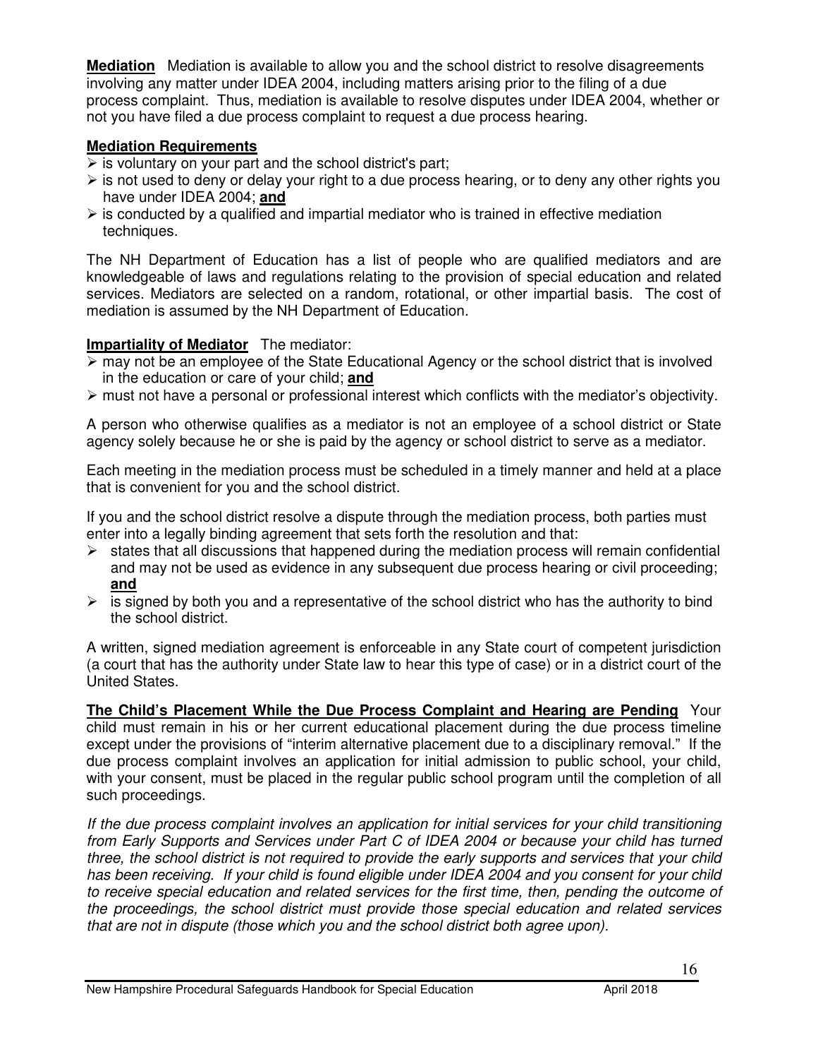**Mediation** Mediation is available to allow you and the school district to resolve disagreements involving any matter under IDEA 2004, including matters arising prior to the filing of a due process complaint. Thus, mediation is available to resolve disputes under IDEA 2004, whether or not you have filed a due process complaint to request a due process hearing.

**Mediation Requirements**

- is voluntary on your part and the school district's part;
- is not used to deny or delay your right to a due process hearing, or to deny any other rights you have under IDEA 2004; **and**
- is conducted by a qualified and impartial mediator who is trained in effective mediation techniques.

The NH Department of Education has a list of people who are qualified mediators and are knowledgeable of laws and regulations relating to the provision of special education and related services. Mediators are selected on a random, rotational, or other impartial basis. The cost of mediation is assumed by the NH Department of Education.

**Impartiality of Mediator** The mediator:

- may not be an employee of the State Educational Agency or the school district that is involved in the education or care of your child; **and**
- must not have a personal or professional interest which conflicts with the mediator's objectivity.

A person who otherwise qualifies as a mediator is not an employee of a school district or State agency solely because he or she is paid by the agency or school district to serve as a mediator.

Each meeting in the mediation process must be scheduled in a timely manner and held at a place that is convenient for you and the school district.

If you and the school district resolve a dispute through the mediation process, both parties must enter into a legally binding agreement that sets forth the resolution and that:

- states that all discussions that happened during the mediation process will remain confidential and may not be used as evidence in any subsequent due process hearing or civil proceeding; **and**
- is signed by both you and a representative of the school district who has the authority to bind the school district.

A written, signed mediation agreement is enforceable in any State court of competent jurisdiction (a court that has the authority under State law to hear this type of case) or in a district court of the United States.

**The Child's Placement While the Due Process Complaint and Hearing are Pending** Your child must remain in his or her current educational placement during the due process timeline except under the provisions of "interim alternative placement due to a disciplinary removal." If the due process complaint involves an application for initial admission to public school, your child, with your consent, must be placed in the regular public school program until the completion of all such proceedings.

*If the due process complaint involves an application for initial services for your child transitioning from Early Supports and Services under Part C of IDEA 2004 or because your child has turned three, the school district is not required to provide the early supports and services that your child has been receiving. If your child is found eligible under IDEA 2004 and you consent for your child to receive special education and related services for the first time, then, pending the outcome of the proceedings, the school district must provide those special education and related services that are not in dispute (those which you and the school district both agree upon).*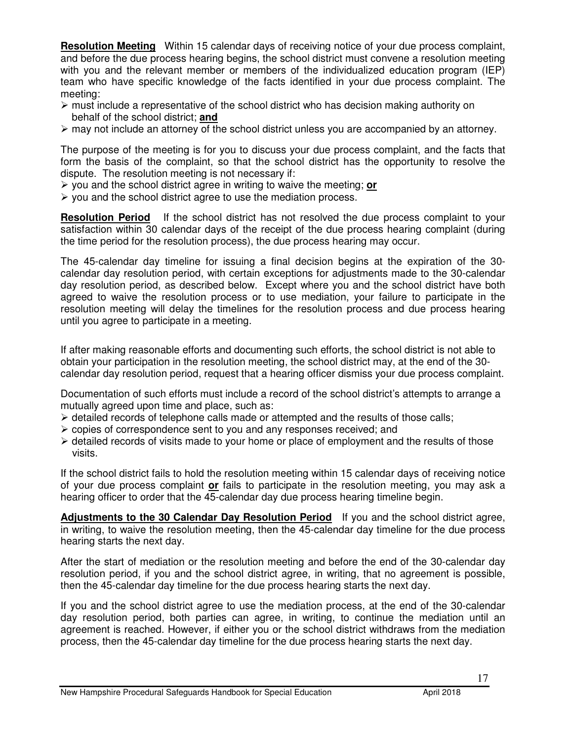**Resolution Meeting** Within 15 calendar days of receiving notice of your due process complaint, and before the due process hearing begins, the school district must convene a resolution meeting with you and the relevant member or members of the individualized education program (IEP) team who have specific knowledge of the facts identified in your due process complaint. The meeting:

- must include a representative of the school district who has decision making authority on behalf of the school district; **and**
- may not include an attorney of the school district unless you are accompanied by an attorney.

The purpose of the meeting is for you to discuss your due process complaint, and the facts that form the basis of the complaint, so that the school district has the opportunity to resolve the dispute. The resolution meeting is not necessary if:

- you and the school district agree in writing to waive the meeting; **or**
- you and the school district agree to use the mediation process.

**Resolution Period** If the school district has not resolved the due process complaint to your satisfaction within 30 calendar days of the receipt of the due process hearing complaint (during the time period for the resolution process), the due process hearing may occur.

The 45-calendar day timeline for issuing a final decision begins at the expiration of the 30-calendar day resolution period, with certain exceptions for adjustments made to the 30-calendar day resolution period, as described below. Except where you and the school district have both agreed to waive the resolution process or to use mediation, your failure to participate in the resolution meeting will delay the timelines for the resolution process and due process hearing until you agree to participate in a meeting.

If after making reasonable efforts and documenting such efforts, the school district is not able to obtain your participation in the resolution meeting, the school district may, at the end of the 30-calendar day resolution period, request that a hearing officer dismiss your due process complaint.

Documentation of such efforts must include a record of the school district's attempts to arrange a mutually agreed upon time and place, such as:

- detailed records of telephone calls made or attempted and the results of those calls;
- copies of correspondence sent to you and any responses received; and
- detailed records of visits made to your home or place of employment and the results of those visits.

If the school district fails to hold the resolution meeting within 15 calendar days of receiving notice of your due process complaint **or** fails to participate in the resolution meeting, you may ask a hearing officer to order that the 45-calendar day due process hearing timeline begin.

**Adjustments to the 30 Calendar Day Resolution Period** If you and the school district agree, in writing, to waive the resolution meeting, then the 45-calendar day timeline for the due process hearing starts the next day.

After the start of mediation or the resolution meeting and before the end of the 30-calendar day resolution period, if you and the school district agree, in writing, that no agreement is possible, then the 45-calendar day timeline for the due process hearing starts the next day.

If you and the school district agree to use the mediation process, at the end of the 30-calendar day resolution period, both parties can agree, in writing, to continue the mediation until an agreement is reached. However, if either you or the school district withdraws from the mediation process, then the 45-calendar day timeline for the due process hearing starts the next day.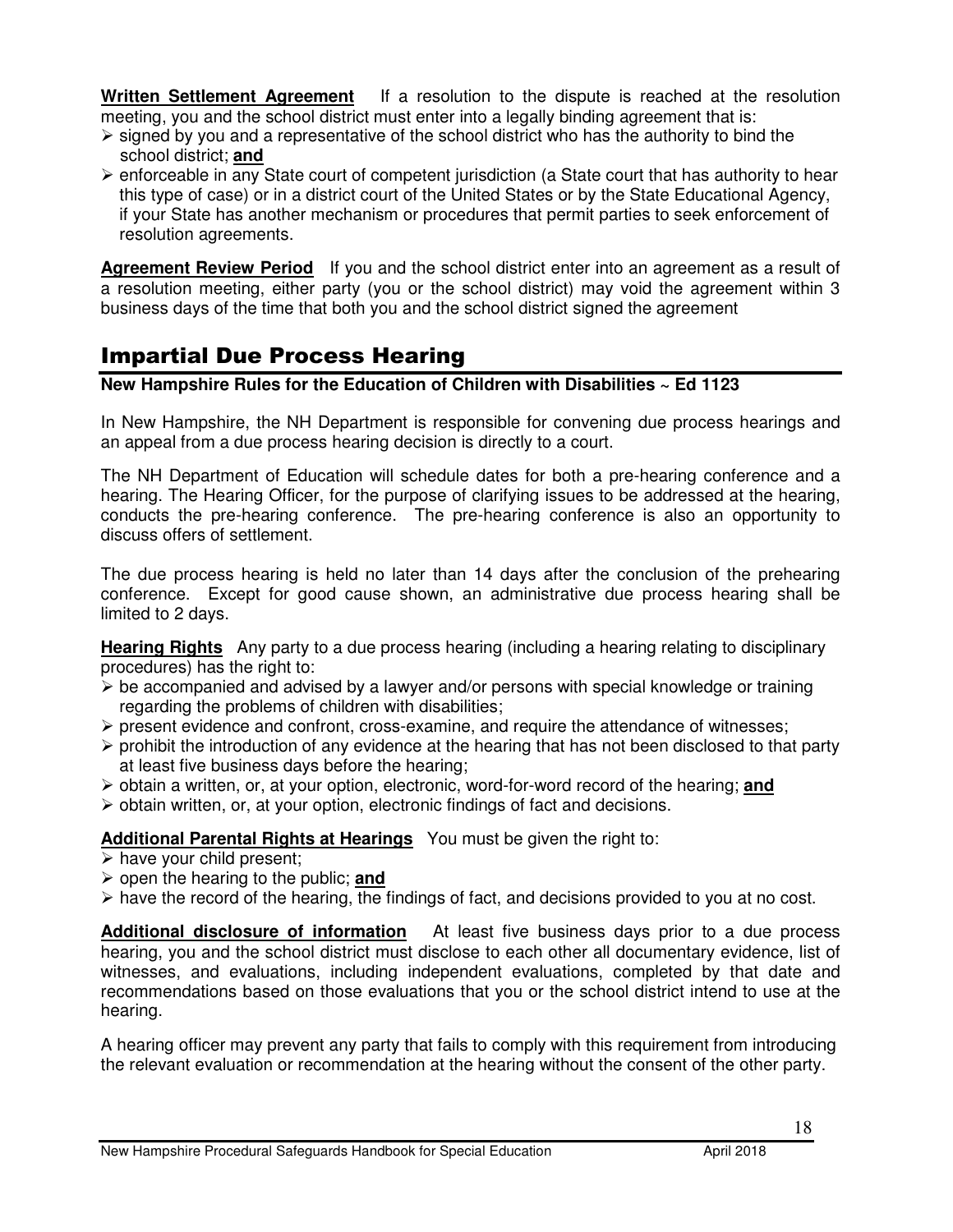**Written Settlement Agreement** If a resolution to the dispute is reached at the resolution meeting, you and the school district must enter into a legally binding agreement that is:

- signed by you and a representative of the school district who has the authority to bind the school district; **and**
- enforceable in any State court of competent jurisdiction (a State court that has authority to hear this type of case) or in a district court of the United States or by the State Educational Agency, if your State has another mechanism or procedures that permit parties to seek enforcement of resolution agreements.

**Agreement Review Period** If you and the school district enter into an agreement as a result of a resolution meeting, either party (you or the school district) may void the agreement within 3 business days of the time that both you and the school district signed the agreement

## Impartial Due Process Hearing

**New Hampshire Rules for the Education of Children with Disabilities ~ Ed 1123**

In New Hampshire, the NH Department is responsible for convening due process hearings and an appeal from a due process hearing decision is directly to a court.

The NH Department of Education will schedule dates for both a pre-hearing conference and a hearing. The Hearing Officer, for the purpose of clarifying issues to be addressed at the hearing, conducts the pre-hearing conference. The pre-hearing conference is also an opportunity to discuss offers of settlement.

The due process hearing is held no later than 14 days after the conclusion of the prehearing conference. Except for good cause shown, an administrative due process hearing shall be limited to 2 days.

**Hearing Rights** Any party to a due process hearing (including a hearing relating to disciplinary procedures) has the right to:

- be accompanied and advised by a lawyer and/or persons with special knowledge or training regarding the problems of children with disabilities;
- present evidence and confront, cross-examine, and require the attendance of witnesses;
- prohibit the introduction of any evidence at the hearing that has not been disclosed to that party at least five business days before the hearing;
- obtain a written, or, at your option, electronic, word-for-word record of the hearing; **and**
- obtain written, or, at your option, electronic findings of fact and decisions.

**Additional Parental Rights at Hearings** You must be given the right to:

- have your child present;
- open the hearing to the public; **and**
- have the record of the hearing, the findings of fact, and decisions provided to you at no cost.

**Additional disclosure of information** At least five business days prior to a due process hearing, you and the school district must disclose to each other all documentary evidence, list of witnesses, and evaluations, including independent evaluations, completed by that date and recommendations based on those evaluations that you or the school district intend to use at the hearing.

A hearing officer may prevent any party that fails to comply with this requirement from introducing the relevant evaluation or recommendation at the hearing without the consent of the other party.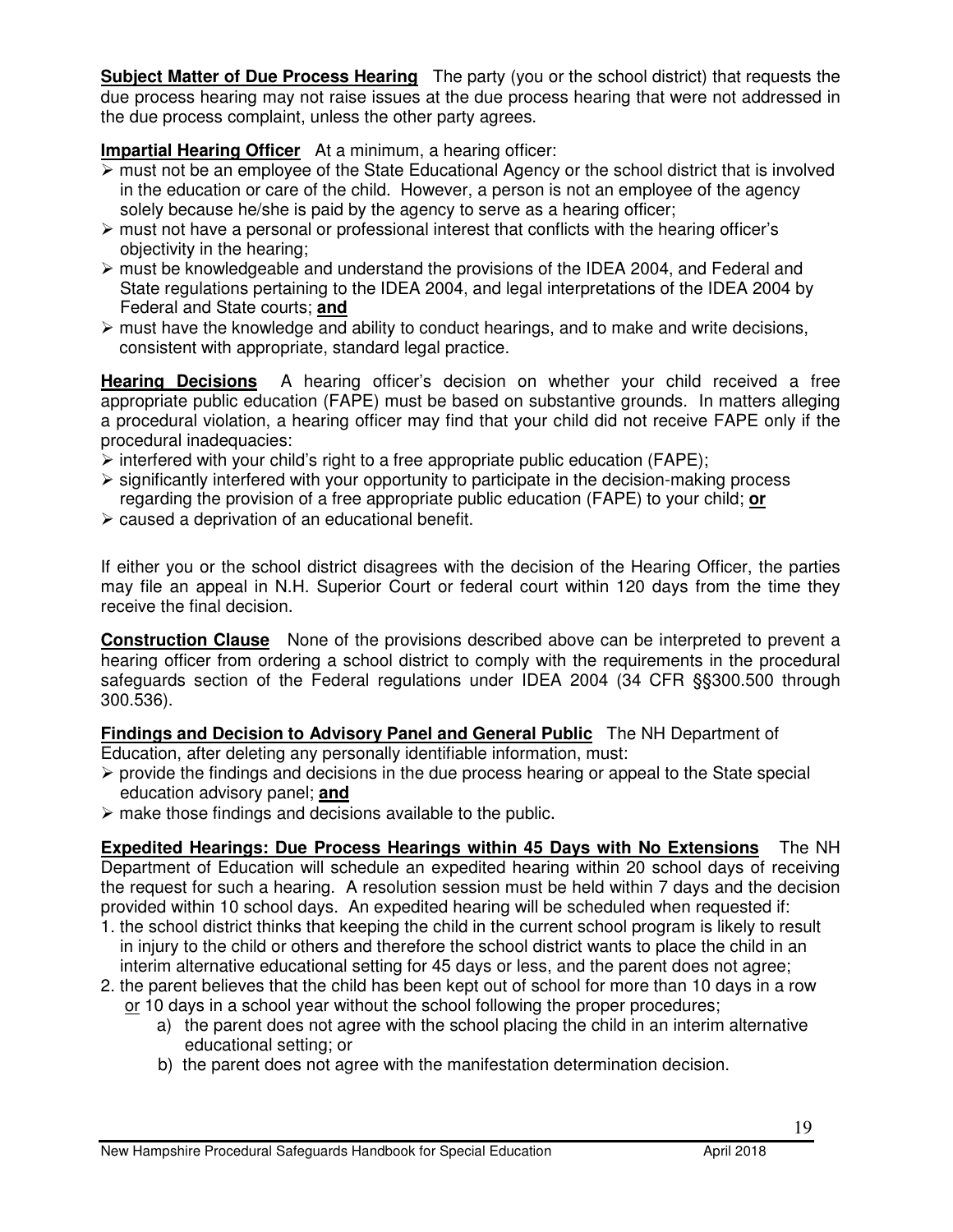**Subject Matter of Due Process Hearing** The party (you or the school district) that requests the due process hearing may not raise issues at the due process hearing that were not addressed in the due process complaint, unless the other party agrees.

**Impartial Hearing Officer** At a minimum, a hearing officer:

- must not be an employee of the State Educational Agency or the school district that is involved in the education or care of the child. However, a person is not an employee of the agency solely because he/she is paid by the agency to serve as a hearing officer;
- must not have a personal or professional interest that conflicts with the hearing officer's objectivity in the hearing;
- must be knowledgeable and understand the provisions of the IDEA 2004, and Federal and State regulations pertaining to the IDEA 2004, and legal interpretations of the IDEA 2004 by Federal and State courts; **and**
- must have the knowledge and ability to conduct hearings, and to make and write decisions, consistent with appropriate, standard legal practice.

**Hearing Decisions** A hearing officer's decision on whether your child received a free appropriate public education (FAPE) must be based on substantive grounds. In matters alleging a procedural violation, a hearing officer may find that your child did not receive FAPE only if the procedural inadequacies:

- interfered with your child's right to a free appropriate public education (FAPE);
- significantly interfered with your opportunity to participate in the decision-making process regarding the provision of a free appropriate public education (FAPE) to your child; **or**
- caused a deprivation of an educational benefit.

If either you or the school district disagrees with the decision of the Hearing Officer, the parties may file an appeal in N.H. Superior Court or federal court within 120 days from the time they receive the final decision.

**Construction Clause** None of the provisions described above can be interpreted to prevent a hearing officer from ordering a school district to comply with the requirements in the procedural safeguards section of the Federal regulations under IDEA 2004 (34 CFR §§300.500 through 300.536).

**Findings and Decision to Advisory Panel and General Public** The NH Department of Education, after deleting any personally identifiable information, must:

- provide the findings and decisions in the due process hearing or appeal to the State special education advisory panel; **and**
- make those findings and decisions available to the public.

**Expedited Hearings: Due Process Hearings within 45 Days with No Extensions** The NH Department of Education will schedule an expedited hearing within 20 school days of receiving the request for such a hearing. A resolution session must be held within 7 days and the decision provided within 10 school days. An expedited hearing will be scheduled when requested if:

1. the school district thinks that keeping the child in the current school program is likely to result in injury to the child or others and therefore the school district wants to place the child in an interim alternative educational setting for 45 days or less, and the parent does not agree;
2. the parent believes that the child has been kept out of school for more than 10 days in a row or 10 days in a school year without the school following the proper procedures;
   a) the parent does not agree with the school placing the child in an interim alternative educational setting; or
   b) the parent does not agree with the manifestation determination decision.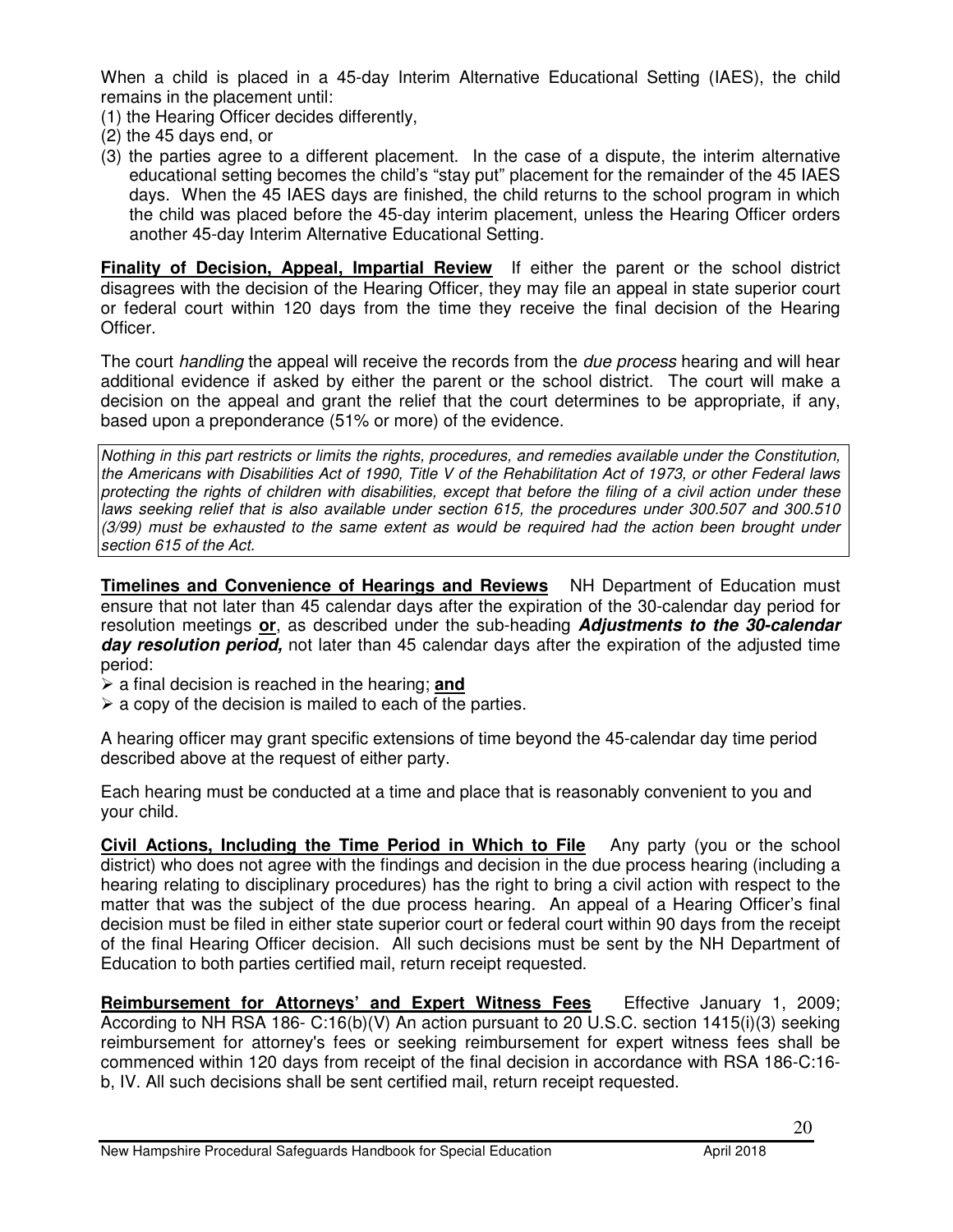When a child is placed in a 45-day Interim Alternative Educational Setting (IAES), the child remains in the placement until:

(1) the Hearing Officer decides differently,
(2) the 45 days end, or
(3) the parties agree to a different placement. In the case of a dispute, the interim alternative educational setting becomes the child's "stay put" placement for the remainder of the 45 IAES days. When the 45 IAES days are finished, the child returns to the school program in which the child was placed before the 45-day interim placement, unless the Hearing Officer orders another 45-day Interim Alternative Educational Setting.

**Finality of Decision, Appeal, Impartial Review** If either the parent or the school district disagrees with the decision of the Hearing Officer, they may file an appeal in state superior court or federal court within 120 days from the time they receive the final decision of the Hearing Officer.

The court *handling* the appeal will receive the records from the *due process* hearing and will hear additional evidence if asked by either the parent or the school district. The court will make a decision on the appeal and grant the relief that the court determines to be appropriate, if any, based upon a preponderance (51% or more) of the evidence.

*Nothing in this part restricts or limits the rights, procedures, and remedies available under the Constitution, the Americans with Disabilities Act of 1990, Title V of the Rehabilitation Act of 1973, or other Federal laws protecting the rights of children with disabilities, except that before the filing of a civil action under these laws seeking relief that is also available under section 615, the procedures under 300.507 and 300.510 (3/99) must be exhausted to the same extent as would be required had the action been brought under section 615 of the Act.*

**Timelines and Convenience of Hearings and Reviews** NH Department of Education must ensure that not later than 45 calendar days after the expiration of the 30-calendar day period for resolution meetings **or**, as described under the sub-heading ***Adjustments to the 30-calendar day resolution period,*** not later than 45 calendar days after the expiration of the adjusted time period:

- a final decision is reached in the hearing; **and**
- a copy of the decision is mailed to each of the parties.

A hearing officer may grant specific extensions of time beyond the 45-calendar day time period described above at the request of either party.

Each hearing must be conducted at a time and place that is reasonably convenient to you and your child.

**Civil Actions, Including the Time Period in Which to File** Any party (you or the school district) who does not agree with the findings and decision in the due process hearing (including a hearing relating to disciplinary procedures) has the right to bring a civil action with respect to the matter that was the subject of the due process hearing. An appeal of a Hearing Officer's final decision must be filed in either state superior court or federal court within 90 days from the receipt of the final Hearing Officer decision. All such decisions must be sent by the NH Department of Education to both parties certified mail, return receipt requested.

**Reimbursement for Attorneys' and Expert Witness Fees** Effective January 1, 2009; According to NH RSA 186- C:16(b)(V) An action pursuant to 20 U.S.C. section 1415(i)(3) seeking reimbursement for attorney's fees or seeking reimbursement for expert witness fees shall be commenced within 120 days from receipt of the final decision in accordance with RSA 186-C:16-b, IV. All such decisions shall be sent certified mail, return receipt requested.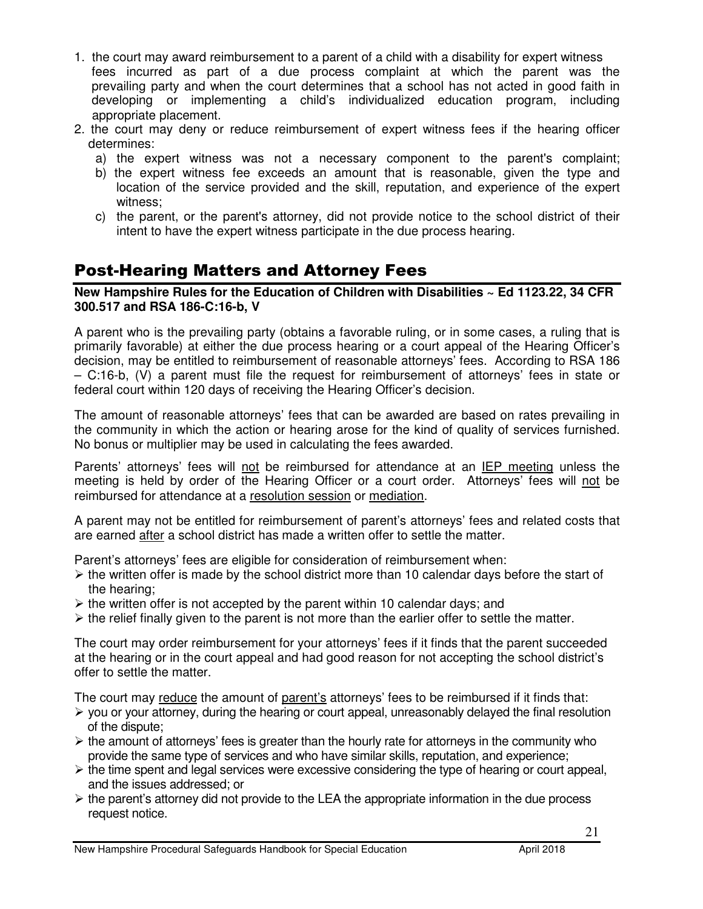1. the court may award reimbursement to a parent of a child with a disability for expert witness fees incurred as part of a due process complaint at which the parent was the prevailing party and when the court determines that a school has not acted in good faith in developing or implementing a child's individualized education program, including appropriate placement.
2. the court may deny or reduce reimbursement of expert witness fees if the hearing officer determines:
   a) the expert witness was not a necessary component to the parent's complaint;
   b) the expert witness fee exceeds an amount that is reasonable, given the type and location of the service provided and the skill, reputation, and experience of the expert witness;
   c) the parent, or the parent's attorney, did not provide notice to the school district of their intent to have the expert witness participate in the due process hearing.

## Post-Hearing Matters and Attorney Fees

**New Hampshire Rules for the Education of Children with Disabilities ~ Ed 1123.22, 34 CFR 300.517 and RSA 186-C:16-b, V**

A parent who is the prevailing party (obtains a favorable ruling, or in some cases, a ruling that is primarily favorable) at either the due process hearing or a court appeal of the Hearing Officer's decision, may be entitled to reimbursement of reasonable attorneys' fees. According to RSA 186 – C:16-b, (V) a parent must file the request for reimbursement of attorneys' fees in state or federal court within 120 days of receiving the Hearing Officer's decision.

The amount of reasonable attorneys' fees that can be awarded are based on rates prevailing in the community in which the action or hearing arose for the kind of quality of services furnished. No bonus or multiplier may be used in calculating the fees awarded.

Parents' attorneys' fees will not be reimbursed for attendance at an IEP meeting unless the meeting is held by order of the Hearing Officer or a court order. Attorneys' fees will not be reimbursed for attendance at a resolution session or mediation.

A parent may not be entitled for reimbursement of parent's attorneys' fees and related costs that are earned after a school district has made a written offer to settle the matter.

Parent's attorneys' fees are eligible for consideration of reimbursement when:

- the written offer is made by the school district more than 10 calendar days before the start of the hearing;
- the written offer is not accepted by the parent within 10 calendar days; and
- the relief finally given to the parent is not more than the earlier offer to settle the matter.

The court may order reimbursement for your attorneys' fees if it finds that the parent succeeded at the hearing or in the court appeal and had good reason for not accepting the school district's offer to settle the matter.

The court may reduce the amount of parent's attorneys' fees to be reimbursed if it finds that:

- you or your attorney, during the hearing or court appeal, unreasonably delayed the final resolution of the dispute;
- the amount of attorneys' fees is greater than the hourly rate for attorneys in the community who provide the same type of services and who have similar skills, reputation, and experience;
- the time spent and legal services were excessive considering the type of hearing or court appeal, and the issues addressed; or
- the parent's attorney did not provide to the LEA the appropriate information in the due process request notice.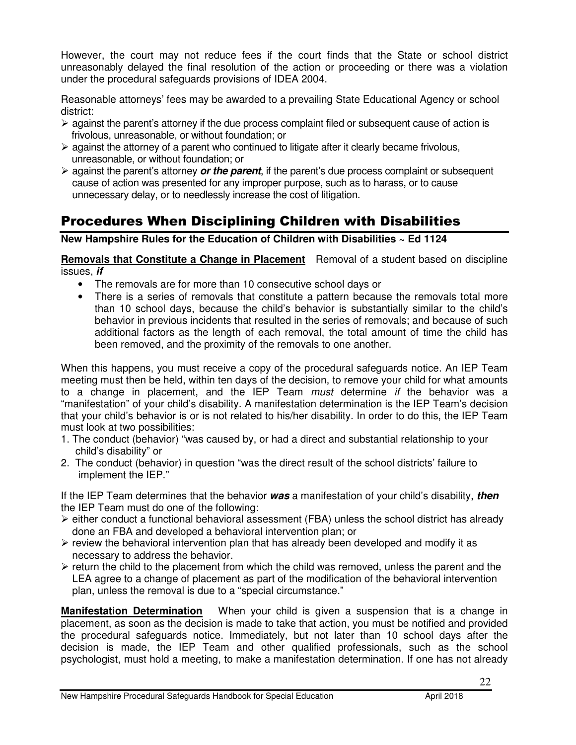However, the court may not reduce fees if the court finds that the State or school district unreasonably delayed the final resolution of the action or proceeding or there was a violation under the procedural safeguards provisions of IDEA 2004.

Reasonable attorneys' fees may be awarded to a prevailing State Educational Agency or school district:

- against the parent's attorney if the due process complaint filed or subsequent cause of action is frivolous, unreasonable, or without foundation; or
- against the attorney of a parent who continued to litigate after it clearly became frivolous, unreasonable, or without foundation; or
- against the parent's attorney ***or the parent***, if the parent's due process complaint or subsequent cause of action was presented for any improper purpose, such as to harass, or to cause unnecessary delay, or to needlessly increase the cost of litigation.

## Procedures When Disciplining Children with Disabilities

**New Hampshire Rules for the Education of Children with Disabilities ~ Ed 1124**

**Removals that Constitute a Change in Placement** Removal of a student based on discipline issues, ***if***

- The removals are for more than 10 consecutive school days or
- There is a series of removals that constitute a pattern because the removals total more than 10 school days, because the child's behavior is substantially similar to the child's behavior in previous incidents that resulted in the series of removals; and because of such additional factors as the length of each removal, the total amount of time the child has been removed, and the proximity of the removals to one another.

When this happens, you must receive a copy of the procedural safeguards notice. An IEP Team meeting must then be held, within ten days of the decision, to remove your child for what amounts to a change in placement, and the IEP Team *must* determine *if* the behavior was a "manifestation" of your child's disability. A manifestation determination is the IEP Team's decision that your child's behavior is or is not related to his/her disability. In order to do this, the IEP Team must look at two possibilities:

1. The conduct (behavior) "was caused by, or had a direct and substantial relationship to your child's disability" or
2. The conduct (behavior) in question "was the direct result of the school districts' failure to implement the IEP."

If the IEP Team determines that the behavior ***was*** a manifestation of your child's disability, ***then*** the IEP Team must do one of the following:

- either conduct a functional behavioral assessment (FBA) unless the school district has already done an FBA and developed a behavioral intervention plan; or
- review the behavioral intervention plan that has already been developed and modify it as necessary to address the behavior.
- return the child to the placement from which the child was removed, unless the parent and the LEA agree to a change of placement as part of the modification of the behavioral intervention plan, unless the removal is due to a "special circumstance."

**Manifestation Determination** When your child is given a suspension that is a change in placement, as soon as the decision is made to take that action, you must be notified and provided the procedural safeguards notice. Immediately, but not later than 10 school days after the decision is made, the IEP Team and other qualified professionals, such as the school psychologist, must hold a meeting, to make a manifestation determination. If one has not already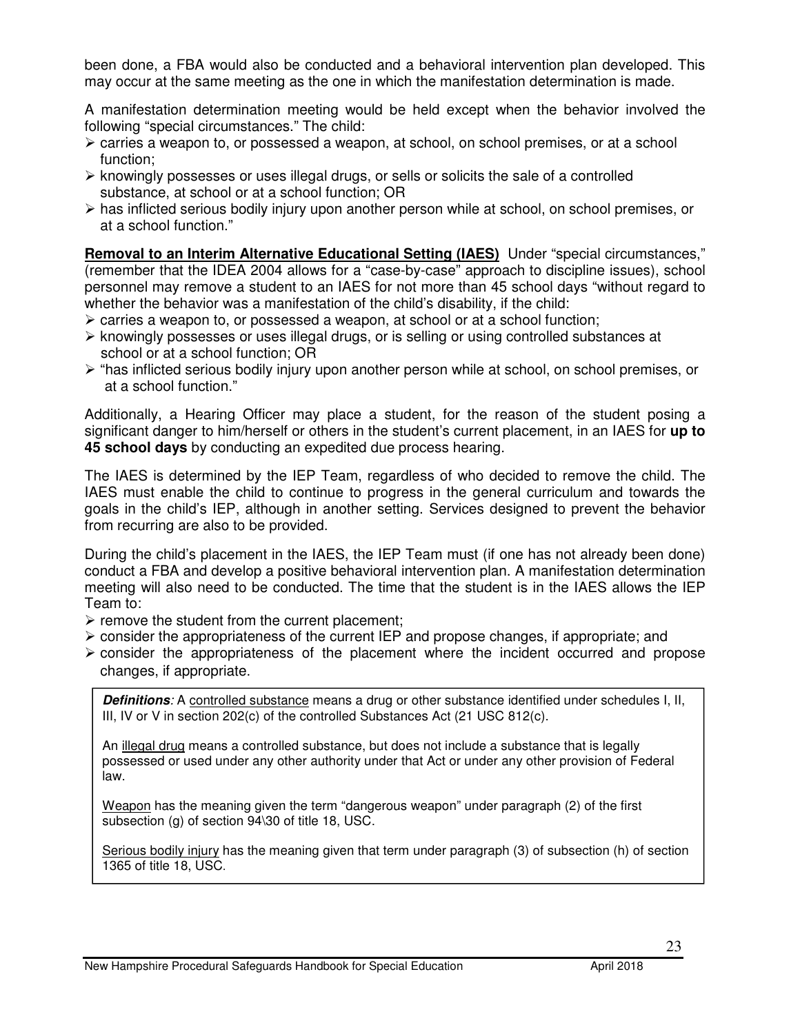been done, a FBA would also be conducted and a behavioral intervention plan developed. This may occur at the same meeting as the one in which the manifestation determination is made.

A manifestation determination meeting would be held except when the behavior involved the following "special circumstances." The child:

- carries a weapon to, or possessed a weapon, at school, on school premises, or at a school function;
- knowingly possesses or uses illegal drugs, or sells or solicits the sale of a controlled substance, at school or at a school function; OR
- has inflicted serious bodily injury upon another person while at school, on school premises, or at a school function."

**Removal to an Interim Alternative Educational Setting (IAES)** Under "special circumstances," (remember that the IDEA 2004 allows for a "case-by-case" approach to discipline issues), school personnel may remove a student to an IAES for not more than 45 school days "without regard to whether the behavior was a manifestation of the child's disability, if the child:

- carries a weapon to, or possessed a weapon, at school or at a school function;
- knowingly possesses or uses illegal drugs, or is selling or using controlled substances at school or at a school function; OR
- "has inflicted serious bodily injury upon another person while at school, on school premises, or at a school function."

Additionally, a Hearing Officer may place a student, for the reason of the student posing a significant danger to him/herself or others in the student's current placement, in an IAES for **up to 45 school days** by conducting an expedited due process hearing.

The IAES is determined by the IEP Team, regardless of who decided to remove the child. The IAES must enable the child to continue to progress in the general curriculum and towards the goals in the child's IEP, although in another setting. Services designed to prevent the behavior from recurring are also to be provided.

During the child's placement in the IAES, the IEP Team must (if one has not already been done) conduct a FBA and develop a positive behavioral intervention plan. A manifestation determination meeting will also need to be conducted. The time that the student is in the IAES allows the IEP Team to:

- remove the student from the current placement;
- consider the appropriateness of the current IEP and propose changes, if appropriate; and
- consider the appropriateness of the placement where the incident occurred and propose changes, if appropriate.

***Definitions*:** A controlled substance means a drug or other substance identified under schedules I, II, III, IV or V in section 202(c) of the controlled Substances Act (21 USC 812(c).

An illegal drug means a controlled substance, but does not include a substance that is legally possessed or used under any other authority under that Act or under any other provision of Federal law.

Weapon has the meaning given the term "dangerous weapon" under paragraph (2) of the first subsection (g) of section 94\30 of title 18, USC.

Serious bodily injury has the meaning given that term under paragraph (3) of subsection (h) of section 1365 of title 18, USC.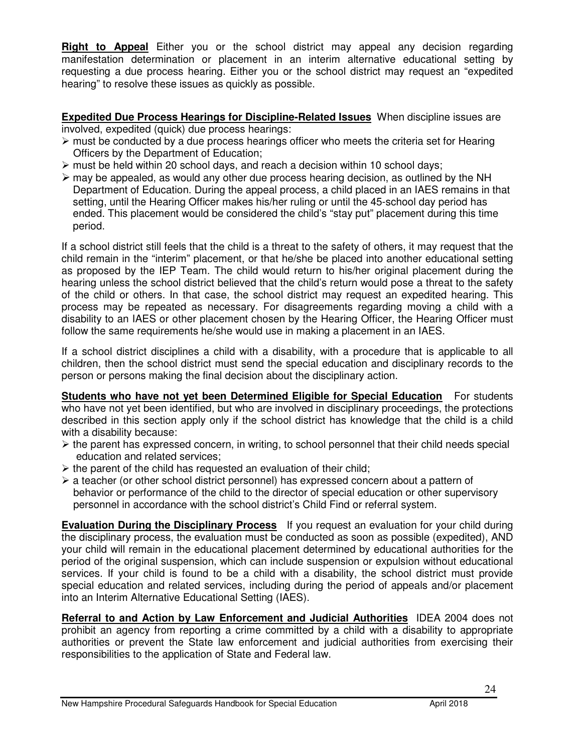**Right to Appeal** Either you or the school district may appeal any decision regarding manifestation determination or placement in an interim alternative educational setting by requesting a due process hearing. Either you or the school district may request an "expedited hearing" to resolve these issues as quickly as possible.

**Expedited Due Process Hearings for Discipline-Related Issues** When discipline issues are involved, expedited (quick) due process hearings:

- must be conducted by a due process hearings officer who meets the criteria set for Hearing Officers by the Department of Education;
- must be held within 20 school days, and reach a decision within 10 school days;
- may be appealed, as would any other due process hearing decision, as outlined by the NH Department of Education. During the appeal process, a child placed in an IAES remains in that setting, until the Hearing Officer makes his/her ruling or until the 45-school day period has ended. This placement would be considered the child's "stay put" placement during this time period.

If a school district still feels that the child is a threat to the safety of others, it may request that the child remain in the "interim" placement, or that he/she be placed into another educational setting as proposed by the IEP Team. The child would return to his/her original placement during the hearing unless the school district believed that the child's return would pose a threat to the safety of the child or others. In that case, the school district may request an expedited hearing. This process may be repeated as necessary. For disagreements regarding moving a child with a disability to an IAES or other placement chosen by the Hearing Officer, the Hearing Officer must follow the same requirements he/she would use in making a placement in an IAES.

If a school district disciplines a child with a disability, with a procedure that is applicable to all children, then the school district must send the special education and disciplinary records to the person or persons making the final decision about the disciplinary action.

**Students who have not yet been Determined Eligible for Special Education** For students who have not yet been identified, but who are involved in disciplinary proceedings, the protections described in this section apply only if the school district has knowledge that the child is a child with a disability because:

- the parent has expressed concern, in writing, to school personnel that their child needs special education and related services;
- the parent of the child has requested an evaluation of their child;
- a teacher (or other school district personnel) has expressed concern about a pattern of behavior or performance of the child to the director of special education or other supervisory personnel in accordance with the school district's Child Find or referral system.

**Evaluation During the Disciplinary Process** If you request an evaluation for your child during the disciplinary process, the evaluation must be conducted as soon as possible (expedited), AND your child will remain in the educational placement determined by educational authorities for the period of the original suspension, which can include suspension or expulsion without educational services. If your child is found to be a child with a disability, the school district must provide special education and related services, including during the period of appeals and/or placement into an Interim Alternative Educational Setting (IAES).

**Referral to and Action by Law Enforcement and Judicial Authorities** IDEA 2004 does not prohibit an agency from reporting a crime committed by a child with a disability to appropriate authorities or prevent the State law enforcement and judicial authorities from exercising their responsibilities to the application of State and Federal law.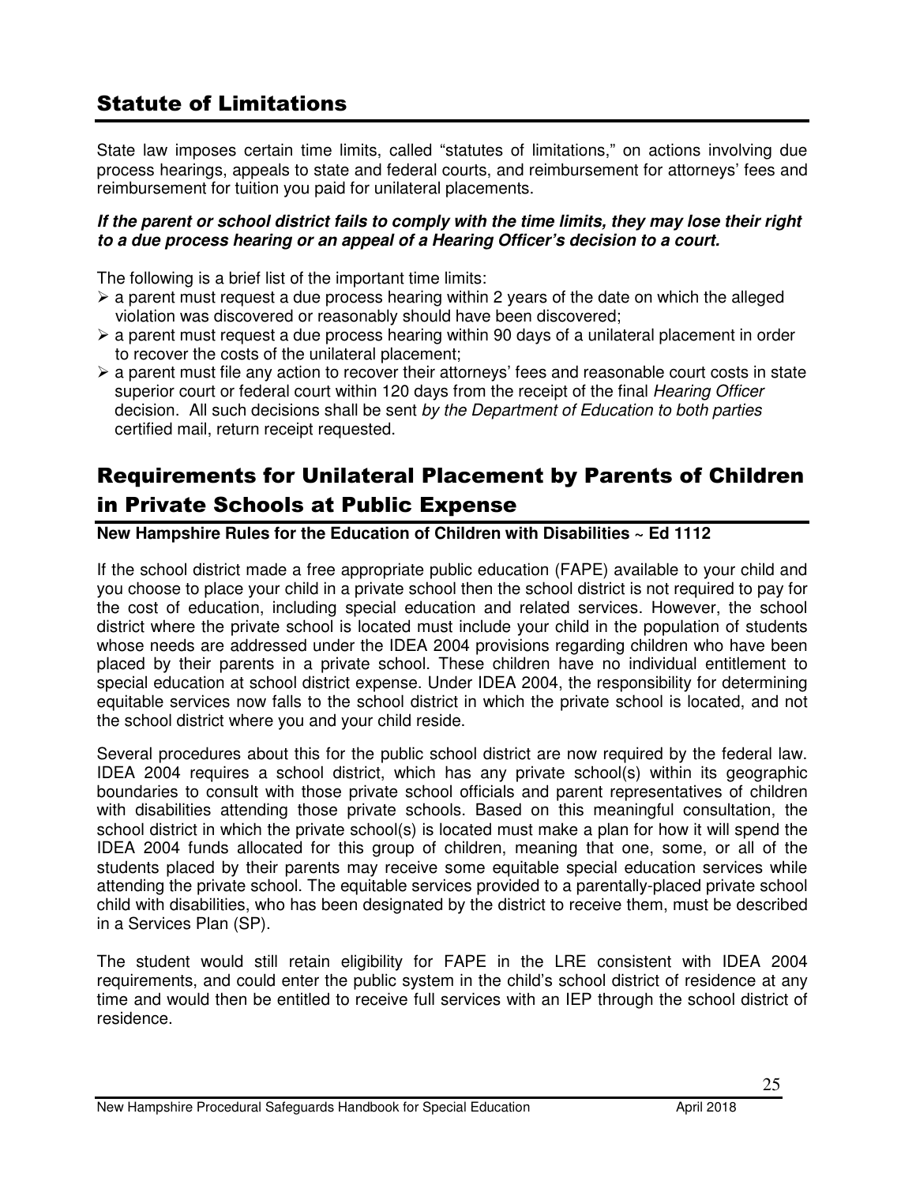## Statute of Limitations

State law imposes certain time limits, called "statutes of limitations," on actions involving due process hearings, appeals to state and federal courts, and reimbursement for attorneys' fees and reimbursement for tuition you paid for unilateral placements.

***If the parent or school district fails to comply with the time limits, they may lose their right to a due process hearing or an appeal of a Hearing Officer's decision to a court.***

The following is a brief list of the important time limits:

- a parent must request a due process hearing within 2 years of the date on which the alleged violation was discovered or reasonably should have been discovered;
- a parent must request a due process hearing within 90 days of a unilateral placement in order to recover the costs of the unilateral placement;
- a parent must file any action to recover their attorneys' fees and reasonable court costs in state superior court or federal court within 120 days from the receipt of the final *Hearing Officer* decision. All such decisions shall be sent *by the Department of Education to both parties* certified mail, return receipt requested.

## Requirements for Unilateral Placement by Parents of Children in Private Schools at Public Expense

**New Hampshire Rules for the Education of Children with Disabilities ~ Ed 1112**

If the school district made a free appropriate public education (FAPE) available to your child and you choose to place your child in a private school then the school district is not required to pay for the cost of education, including special education and related services. However, the school district where the private school is located must include your child in the population of students whose needs are addressed under the IDEA 2004 provisions regarding children who have been placed by their parents in a private school. These children have no individual entitlement to special education at school district expense. Under IDEA 2004, the responsibility for determining equitable services now falls to the school district in which the private school is located, and not the school district where you and your child reside.

Several procedures about this for the public school district are now required by the federal law. IDEA 2004 requires a school district, which has any private school(s) within its geographic boundaries to consult with those private school officials and parent representatives of children with disabilities attending those private schools. Based on this meaningful consultation, the school district in which the private school(s) is located must make a plan for how it will spend the IDEA 2004 funds allocated for this group of children, meaning that one, some, or all of the students placed by their parents may receive some equitable special education services while attending the private school. The equitable services provided to a parentally-placed private school child with disabilities, who has been designated by the district to receive them, must be described in a Services Plan (SP).

The student would still retain eligibility for FAPE in the LRE consistent with IDEA 2004 requirements, and could enter the public system in the child's school district of residence at any time and would then be entitled to receive full services with an IEP through the school district of residence.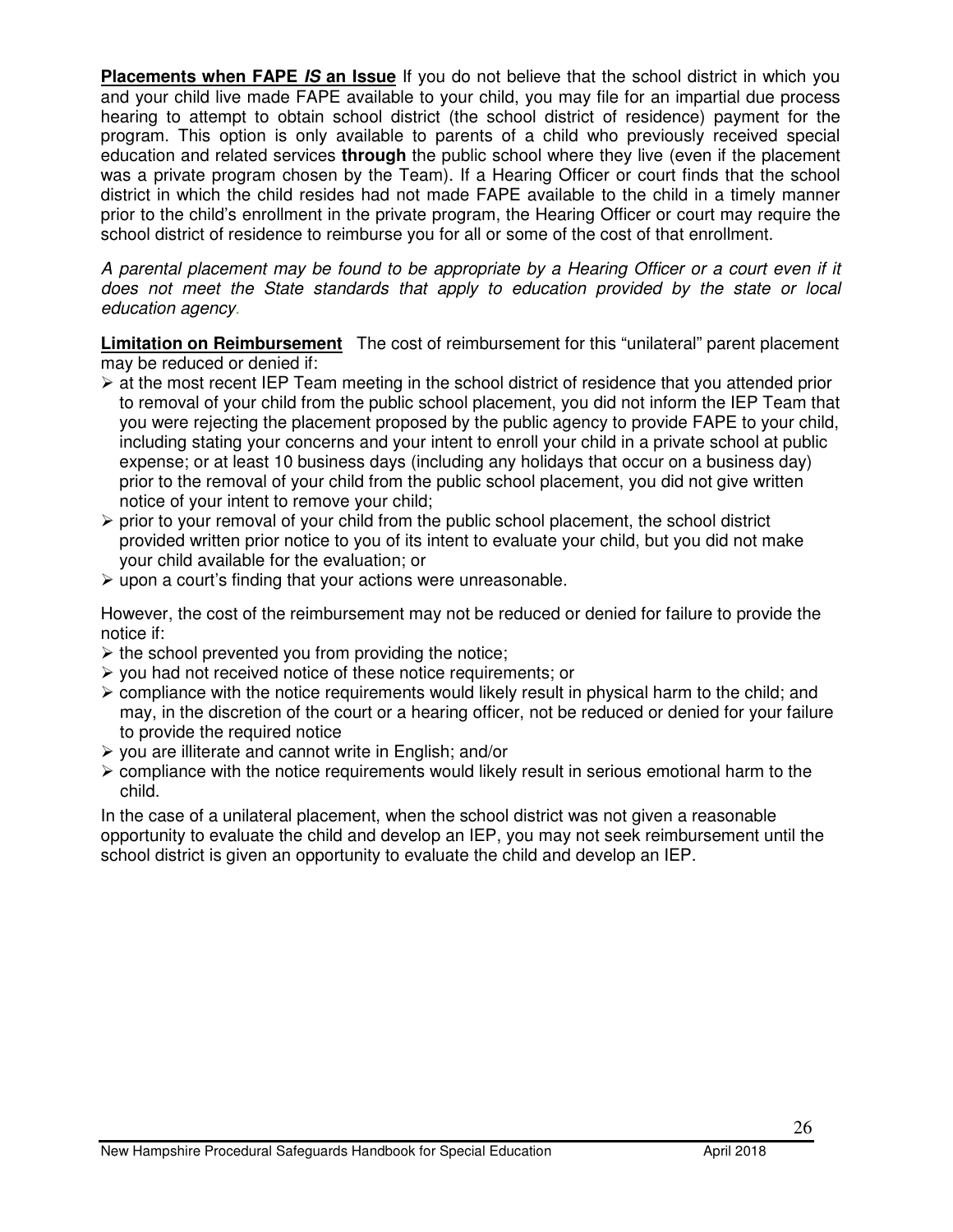**Placements when FAPE *IS* an Issue** If you do not believe that the school district in which you and your child live made FAPE available to your child, you may file for an impartial due process hearing to attempt to obtain school district (the school district of residence) payment for the program. This option is only available to parents of a child who previously received special education and related services **through** the public school where they live (even if the placement was a private program chosen by the Team). If a Hearing Officer or court finds that the school district in which the child resides had not made FAPE available to the child in a timely manner prior to the child's enrollment in the private program, the Hearing Officer or court may require the school district of residence to reimburse you for all or some of the cost of that enrollment.

*A parental placement may be found to be appropriate by a Hearing Officer or a court even if it does not meet the State standards that apply to education provided by the state or local education agency.*

**Limitation on Reimbursement** The cost of reimbursement for this "unilateral" parent placement may be reduced or denied if:

- at the most recent IEP Team meeting in the school district of residence that you attended prior to removal of your child from the public school placement, you did not inform the IEP Team that you were rejecting the placement proposed by the public agency to provide FAPE to your child, including stating your concerns and your intent to enroll your child in a private school at public expense; or at least 10 business days (including any holidays that occur on a business day) prior to the removal of your child from the public school placement, you did not give written notice of your intent to remove your child;
- prior to your removal of your child from the public school placement, the school district provided written prior notice to you of its intent to evaluate your child, but you did not make your child available for the evaluation; or
- upon a court's finding that your actions were unreasonable.

However, the cost of the reimbursement may not be reduced or denied for failure to provide the notice if:

- the school prevented you from providing the notice;
- you had not received notice of these notice requirements; or
- compliance with the notice requirements would likely result in physical harm to the child; and may, in the discretion of the court or a hearing officer, not be reduced or denied for your failure to provide the required notice
- you are illiterate and cannot write in English; and/or
- compliance with the notice requirements would likely result in serious emotional harm to the child.

In the case of a unilateral placement, when the school district was not given a reasonable opportunity to evaluate the child and develop an IEP, you may not seek reimbursement until the school district is given an opportunity to evaluate the child and develop an IEP.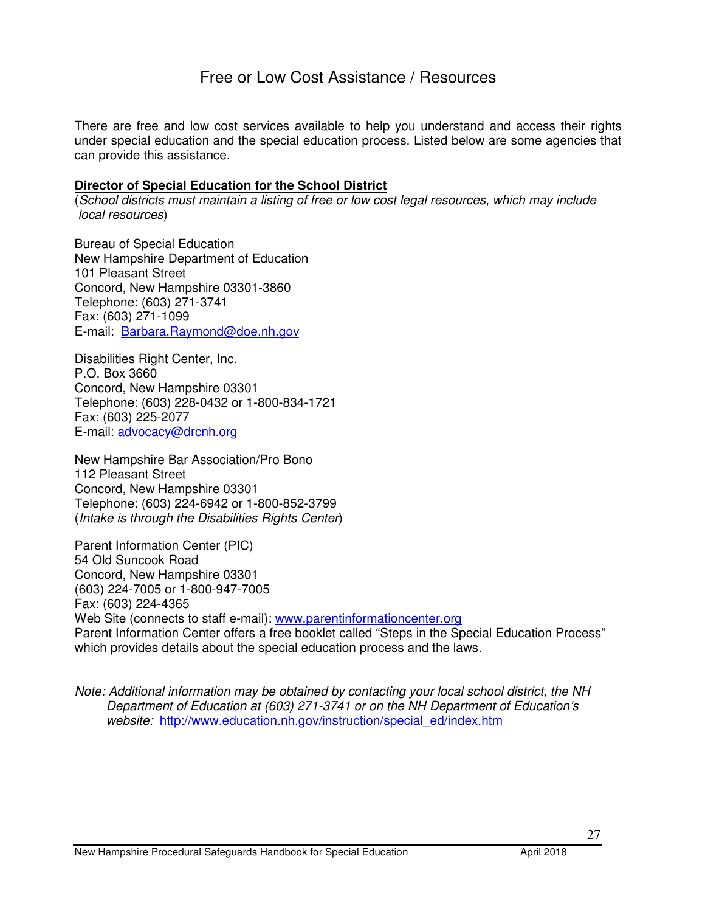# Free or Low Cost Assistance / Resources

There are free and low cost services available to help you understand and access their rights under special education and the special education process. Listed below are some agencies that can provide this assistance.

**Director of Special Education for the School District**
(*School districts must maintain a listing of free or low cost legal resources, which may include local resources*)

Bureau of Special Education
New Hampshire Department of Education
101 Pleasant Street
Concord, New Hampshire 03301-3860
Telephone: (603) 271-3741
Fax: (603) 271-1099
E-mail: Barbara.Raymond@doe.nh.gov

Disabilities Right Center, Inc.
P.O. Box 3660
Concord, New Hampshire 03301
Telephone: (603) 228-0432 or 1-800-834-1721
Fax: (603) 225-2077
E-mail: advocacy@drcnh.org

New Hampshire Bar Association/Pro Bono
112 Pleasant Street
Concord, New Hampshire 03301
Telephone: (603) 224-6942 or 1-800-852-3799
(*Intake is through the Disabilities Rights Center*)

Parent Information Center (PIC)
54 Old Suncook Road
Concord, New Hampshire 03301
(603) 224-7005 or 1-800-947-7005
Fax: (603) 224-4365
Web Site (connects to staff e-mail): www.parentinformationcenter.org
Parent Information Center offers a free booklet called "Steps in the Special Education Process" which provides details about the special education process and the laws.

*Note: Additional information may be obtained by contacting your local school district, the NH Department of Education at (603) 271-3741 or on the NH Department of Education's website:* http://www.education.nh.gov/instruction/special_ed/index.htm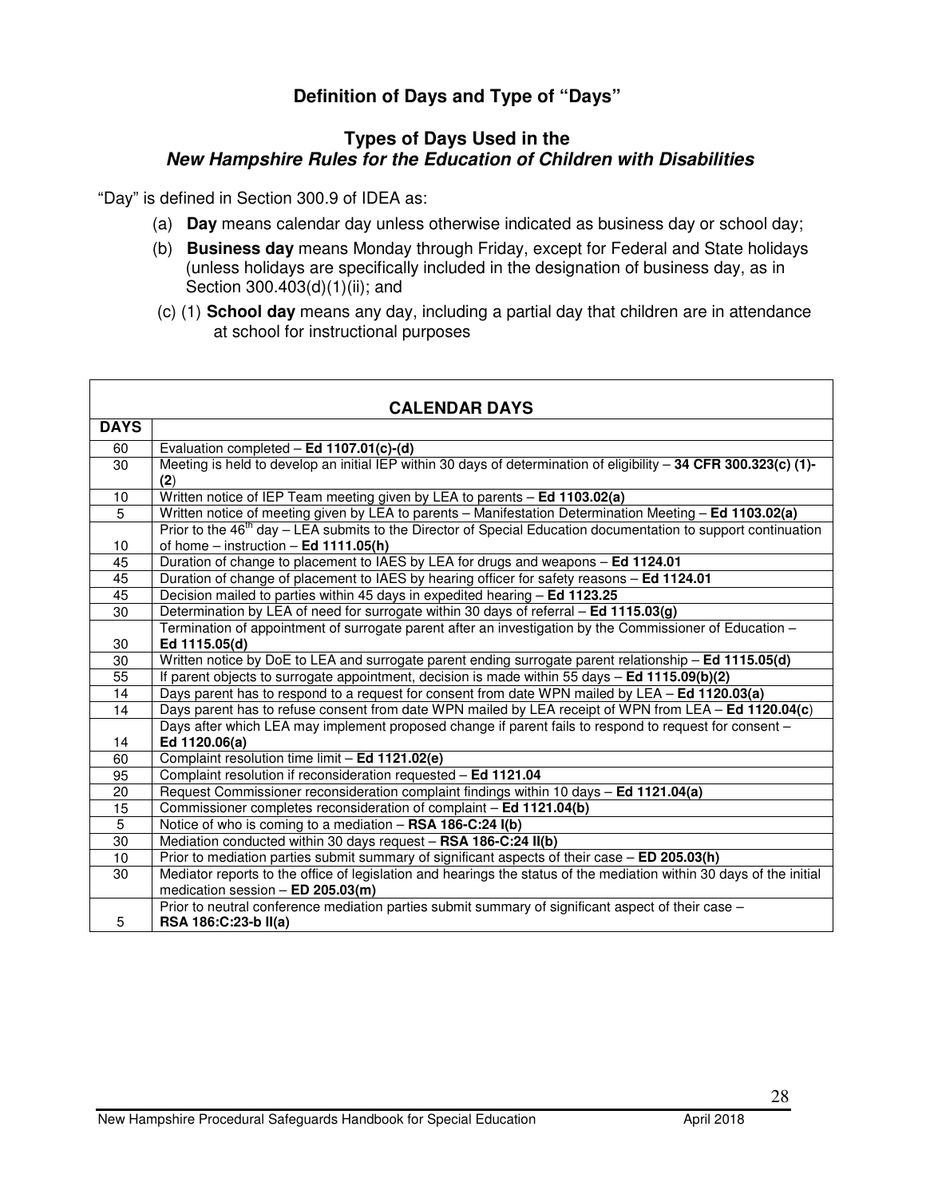## Definition of Days and Type of "Days"

### Types of Days Used in the *New Hampshire Rules for the Education of Children with Disabilities*

"Day" is defined in Section 300.9 of IDEA as:

(a) **Day** means calendar day unless otherwise indicated as business day or school day;

(b) **Business day** means Monday through Friday, except for Federal and State holidays (unless holidays are specifically included in the designation of business day, as in Section 300.403(d)(1)(ii); and

(c) (1) **School day** means any day, including a partial day that children are in attendance at school for instructional purposes

| **CALENDAR DAYS** | |
|---|---|
| **DAYS** | |
| 60 | Evaluation completed – **Ed 1107.01(c)-(d)** |
| 30 | Meeting is held to develop an initial IEP within 30 days of determination of eligibility – **34 CFR 300.323(c) (1)-(2**) |
| 10 | Written notice of IEP Team meeting given by LEA to parents – **Ed 1103.02(a)** |
| 5 | Written notice of meeting given by LEA to parents – Manifestation Determination Meeting – **Ed 1103.02(a)** |
| 10 | Prior to the 46th day – LEA submits to the Director of Special Education documentation to support continuation of home – instruction – **Ed 1111.05(h)** |
| 45 | Duration of change to placement to IAES by LEA for drugs and weapons – **Ed 1124.01** |
| 45 | Duration of change of placement to IAES by hearing officer for safety reasons – **Ed 1124.01** |
| 45 | Decision mailed to parties within 45 days in expedited hearing – **Ed 1123.25** |
| 30 | Determination by LEA of need for surrogate within 30 days of referral – **Ed 1115.03(g)** |
| 30 | Termination of appointment of surrogate parent after an investigation by the Commissioner of Education – **Ed 1115.05(d)** |
| 30 | Written notice by DoE to LEA and surrogate parent ending surrogate parent relationship – **Ed 1115.05(d)** |
| 55 | If parent objects to surrogate appointment, decision is made within 55 days – **Ed 1115.09(b)(2)** |
| 14 | Days parent has to respond to a request for consent from date WPN mailed by LEA – **Ed 1120.03(a)** |
| 14 | Days parent has to refuse consent from date WPN mailed by LEA receipt of WPN from LEA – **Ed 1120.04(c**) |
| 14 | Days after which LEA may implement proposed change if parent fails to respond to request for consent – **Ed 1120.06(a)** |
| 60 | Complaint resolution time limit – **Ed 1121.02(e)** |
| 95 | Complaint resolution if reconsideration requested – **Ed 1121.04** |
| 20 | Request Commissioner reconsideration complaint findings within 10 days – **Ed 1121.04(a)** |
| 15 | Commissioner completes reconsideration of complaint – **Ed 1121.04(b)** |
| 5 | Notice of who is coming to a mediation – **RSA 186-C:24 I(b)** |
| 30 | Mediation conducted within 30 days request – **RSA 186-C:24 II(b)** |
| 10 | Prior to mediation parties submit summary of significant aspects of their case – **ED 205.03(h)** |
| 30 | Mediator reports to the office of legislation and hearings the status of the mediation within 30 days of the initial medication session – **ED 205.03(m)** |
| 5 | Prior to neutral conference mediation parties submit summary of significant aspect of their case – **RSA 186:C:23-b II(a)** |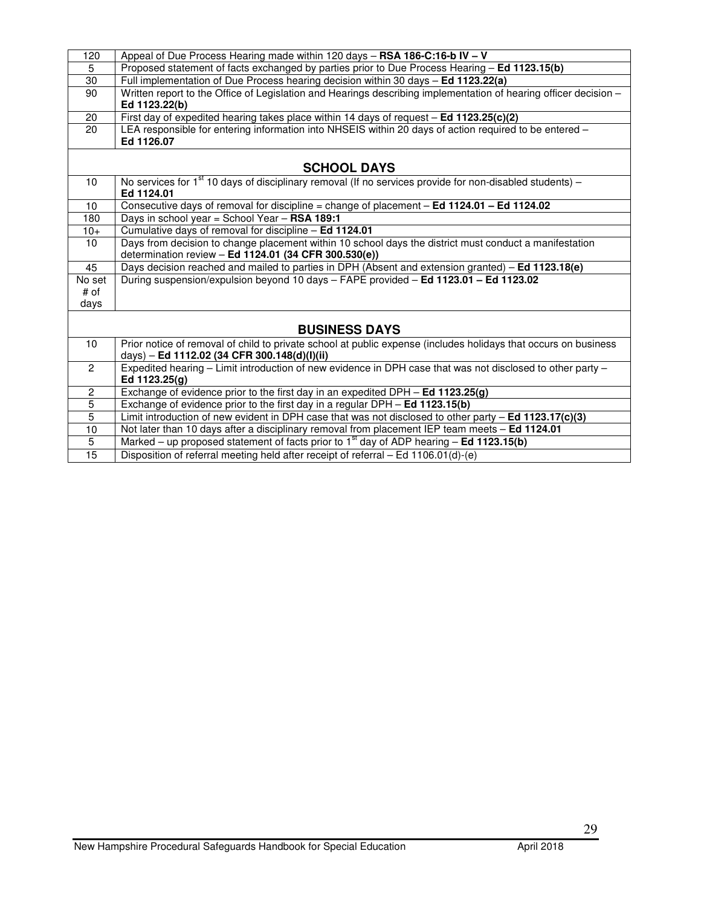| | |
|---|---|
| 120 | Appeal of Due Process Hearing made within 120 days – **RSA 186-C:16-b IV – V** |
| 5 | Proposed statement of facts exchanged by parties prior to Due Process Hearing – **Ed 1123.15(b)** |
| 30 | Full implementation of Due Process hearing decision within 30 days – **Ed 1123.22(a)** |
| 90 | Written report to the Office of Legislation and Hearings describing implementation of hearing officer decision – **Ed 1123.22(b)** |
| 20 | First day of expedited hearing takes place within 14 days of request – **Ed 1123.25(c)(2)** |
| 20 | LEA responsible for entering information into NHSEIS within 20 days of action required to be entered – **Ed 1126.07** |
| | **SCHOOL DAYS** |
| 10 | No services for 1st 10 days of disciplinary removal (If no services provide for non-disabled students) – **Ed 1124.01** |
| 10 | Consecutive days of removal for discipline = change of placement – **Ed 1124.01 – Ed 1124.02** |
| 180 | Days in school year = School Year – **RSA 189:1** |
| 10+ | Cumulative days of removal for discipline – **Ed 1124.01** |
| 10 | Days from decision to change placement within 10 school days the district must conduct a manifestation determination review – **Ed 1124.01 (34 CFR 300.530(e))** |
| 45 | Days decision reached and mailed to parties in DPH (Absent and extension granted) – **Ed 1123.18(e)** |
| No set # of days | During suspension/expulsion beyond 10 days – FAPE provided – **Ed 1123.01 – Ed 1123.02** |
| | **BUSINESS DAYS** |
| 10 | Prior notice of removal of child to private school at public expense (includes holidays that occurs on business days) – **Ed 1112.02 (34 CFR 300.148(d)(I)(ii)** |
| 2 | Expedited hearing – Limit introduction of new evidence in DPH case that was not disclosed to other party – **Ed 1123.25(g)** |
| 2 | Exchange of evidence prior to the first day in an expedited DPH – **Ed 1123.25(g)** |
| 5 | Exchange of evidence prior to the first day in a regular DPH – **Ed 1123.15(b)** |
| 5 | Limit introduction of new evident in DPH case that was not disclosed to other party – **Ed 1123.17(c)(3)** |
| 10 | Not later than 10 days after a disciplinary removal from placement IEP team meets – **Ed 1124.01** |
| 5 | Marked – up proposed statement of facts prior to 1st day of ADP hearing – **Ed 1123.15(b)** |
| 15 | Disposition of referral meeting held after receipt of referral – Ed 1106.01(d)-(e) |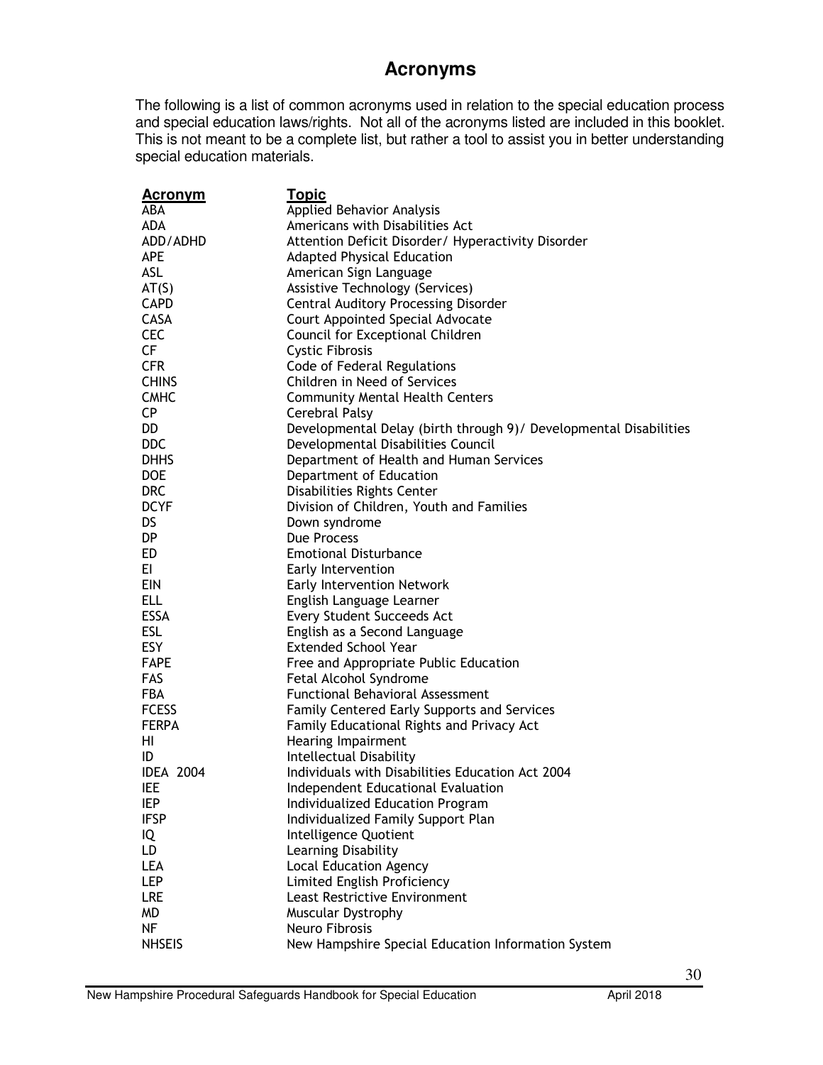# Acronyms

The following is a list of common acronyms used in relation to the special education process and special education laws/rights. Not all of the acronyms listed are included in this booklet. This is not meant to be a complete list, but rather a tool to assist you in better understanding special education materials.

| Acronym | Topic |
|---|---|
| ABA | Applied Behavior Analysis |
| ADA | Americans with Disabilities Act |
| ADD/ADHD | Attention Deficit Disorder/ Hyperactivity Disorder |
| APE | Adapted Physical Education |
| ASL | American Sign Language |
| AT(S) | Assistive Technology (Services) |
| CAPD | Central Auditory Processing Disorder |
| CASA | Court Appointed Special Advocate |
| CEC | Council for Exceptional Children |
| CF | Cystic Fibrosis |
| CFR | Code of Federal Regulations |
| CHINS | Children in Need of Services |
| CMHC | Community Mental Health Centers |
| CP | Cerebral Palsy |
| DD | Developmental Delay (birth through 9)/ Developmental Disabilities |
| DDC | Developmental Disabilities Council |
| DHHS | Department of Health and Human Services |
| DOE | Department of Education |
| DRC | Disabilities Rights Center |
| DCYF | Division of Children, Youth and Families |
| DS | Down syndrome |
| DP | Due Process |
| ED | Emotional Disturbance |
| EI | Early Intervention |
| EIN | Early Intervention Network |
| ELL | English Language Learner |
| ESSA | Every Student Succeeds Act |
| ESL | English as a Second Language |
| ESY | Extended School Year |
| FAPE | Free and Appropriate Public Education |
| FAS | Fetal Alcohol Syndrome |
| FBA | Functional Behavioral Assessment |
| FCESS | Family Centered Early Supports and Services |
| FERPA | Family Educational Rights and Privacy Act |
| HI | Hearing Impairment |
| ID | Intellectual Disability |
| IDEA 2004 | Individuals with Disabilities Education Act 2004 |
| IEE | Independent Educational Evaluation |
| IEP | Individualized Education Program |
| IFSP | Individualized Family Support Plan |
| IQ | Intelligence Quotient |
| LD | Learning Disability |
| LEA | Local Education Agency |
| LEP | Limited English Proficiency |
| LRE | Least Restrictive Environment |
| MD | Muscular Dystrophy |
| NF | Neuro Fibrosis |
| NHSEIS | New Hampshire Special Education Information System |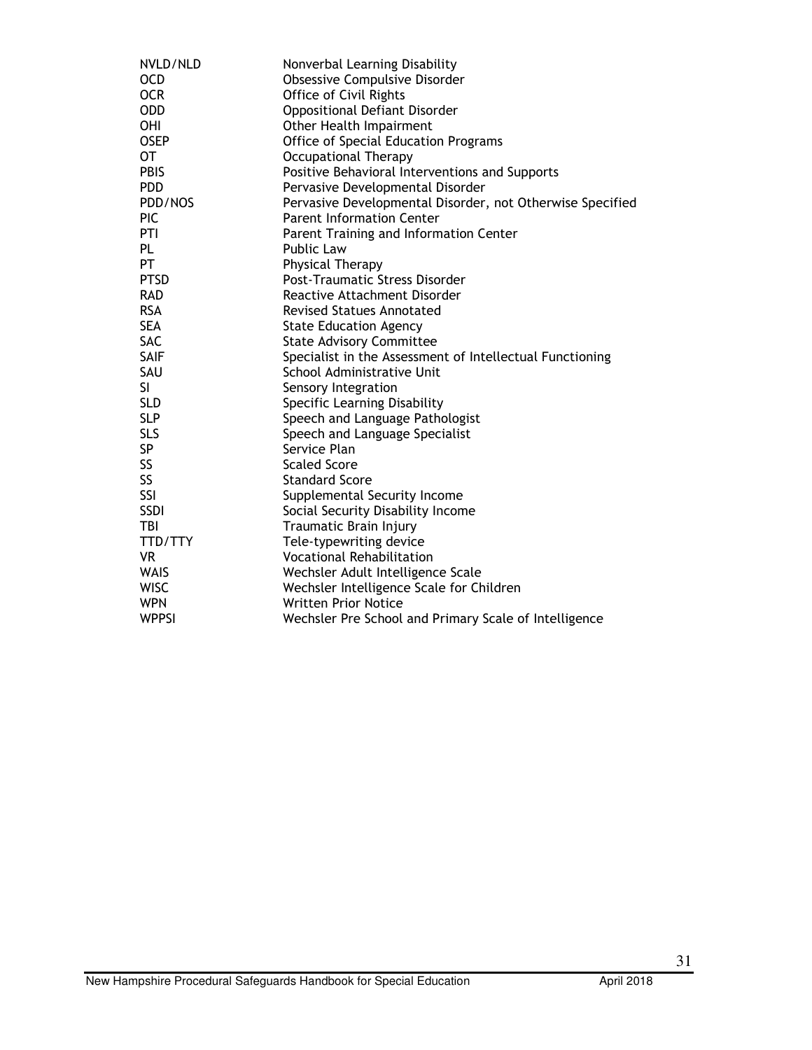| | |
|---|---|
| NVLD/NLD | Nonverbal Learning Disability |
| OCD | Obsessive Compulsive Disorder |
| OCR | Office of Civil Rights |
| ODD | Oppositional Defiant Disorder |
| OHI | Other Health Impairment |
| OSEP | Office of Special Education Programs |
| OT | Occupational Therapy |
| PBIS | Positive Behavioral Interventions and Supports |
| PDD | Pervasive Developmental Disorder |
| PDD/NOS | Pervasive Developmental Disorder, not Otherwise Specified |
| PIC | Parent Information Center |
| PTI | Parent Training and Information Center |
| PL | Public Law |
| PT | Physical Therapy |
| PTSD | Post-Traumatic Stress Disorder |
| RAD | Reactive Attachment Disorder |
| RSA | Revised Statues Annotated |
| SEA | State Education Agency |
| SAC | State Advisory Committee |
| SAIF | Specialist in the Assessment of Intellectual Functioning |
| SAU | School Administrative Unit |
| SI | Sensory Integration |
| SLD | Specific Learning Disability |
| SLP | Speech and Language Pathologist |
| SLS | Speech and Language Specialist |
| SP | Service Plan |
| SS | Scaled Score |
| SS | Standard Score |
| SSI | Supplemental Security Income |
| SSDI | Social Security Disability Income |
| TBI | Traumatic Brain Injury |
| TTD/TTY | Tele-typewriting device |
| VR | Vocational Rehabilitation |
| WAIS | Wechsler Adult Intelligence Scale |
| WISC | Wechsler Intelligence Scale for Children |
| WPN | Written Prior Notice |
| WPPSI | Wechsler Pre School and Primary Scale of Intelligence |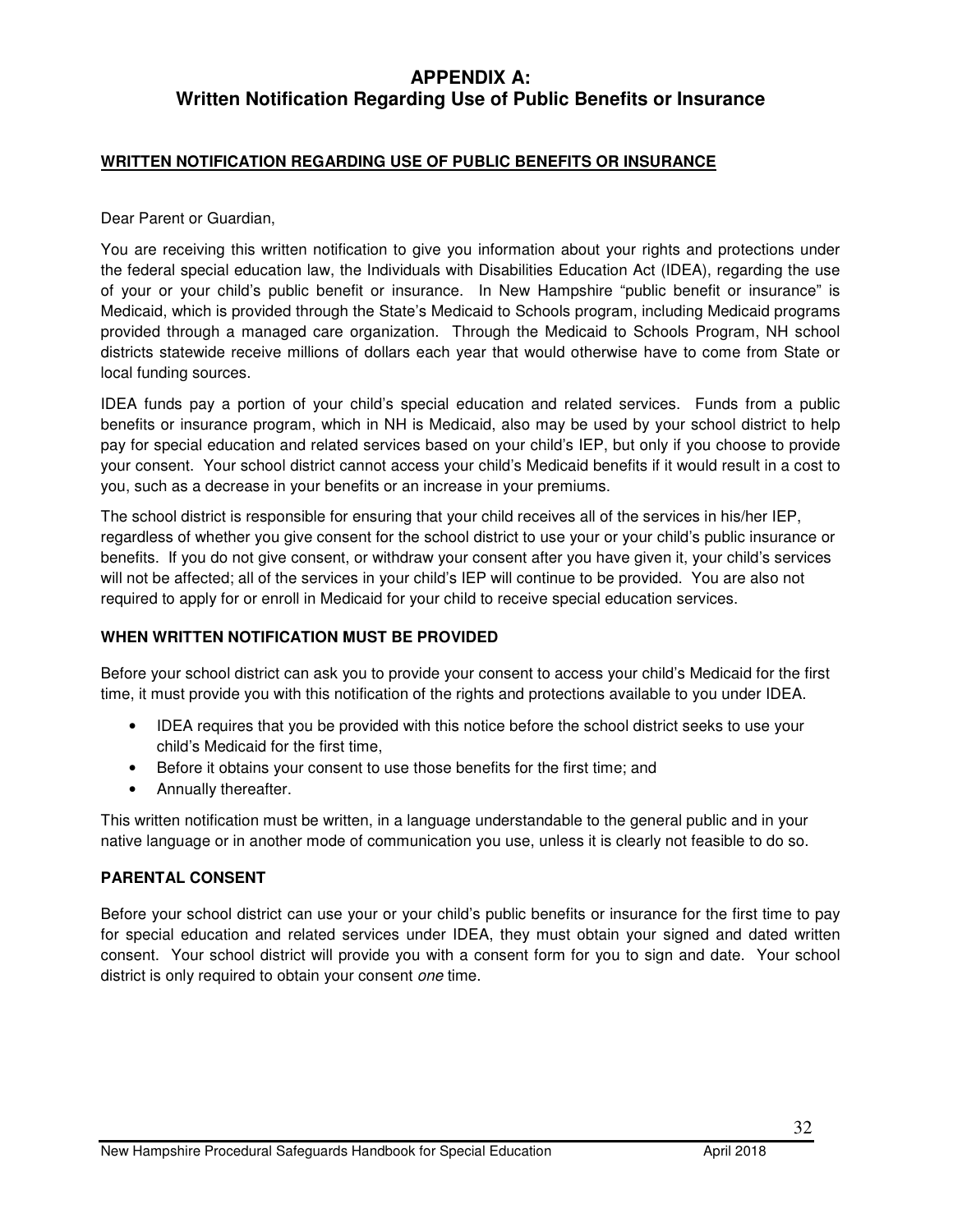# APPENDIX A:
# Written Notification Regarding Use of Public Benefits or Insurance

**WRITTEN NOTIFICATION REGARDING USE OF PUBLIC BENEFITS OR INSURANCE**

Dear Parent or Guardian,

You are receiving this written notification to give you information about your rights and protections under the federal special education law, the Individuals with Disabilities Education Act (IDEA), regarding the use of your or your child's public benefit or insurance. In New Hampshire "public benefit or insurance" is Medicaid, which is provided through the State's Medicaid to Schools program, including Medicaid programs provided through a managed care organization. Through the Medicaid to Schools Program, NH school districts statewide receive millions of dollars each year that would otherwise have to come from State or local funding sources.

IDEA funds pay a portion of your child's special education and related services. Funds from a public benefits or insurance program, which in NH is Medicaid, also may be used by your school district to help pay for special education and related services based on your child's IEP, but only if you choose to provide your consent. Your school district cannot access your child's Medicaid benefits if it would result in a cost to you, such as a decrease in your benefits or an increase in your premiums.

The school district is responsible for ensuring that your child receives all of the services in his/her IEP, regardless of whether you give consent for the school district to use your or your child's public insurance or benefits. If you do not give consent, or withdraw your consent after you have given it, your child's services will not be affected; all of the services in your child's IEP will continue to be provided. You are also not required to apply for or enroll in Medicaid for your child to receive special education services.

### WHEN WRITTEN NOTIFICATION MUST BE PROVIDED

Before your school district can ask you to provide your consent to access your child's Medicaid for the first time, it must provide you with this notification of the rights and protections available to you under IDEA.

- IDEA requires that you be provided with this notice before the school district seeks to use your child's Medicaid for the first time,
- Before it obtains your consent to use those benefits for the first time; and
- Annually thereafter.

This written notification must be written, in a language understandable to the general public and in your native language or in another mode of communication you use, unless it is clearly not feasible to do so.

### PARENTAL CONSENT

Before your school district can use your or your child's public benefits or insurance for the first time to pay for special education and related services under IDEA, they must obtain your signed and dated written consent. Your school district will provide you with a consent form for you to sign and date. Your school district is only required to obtain your consent *one* time.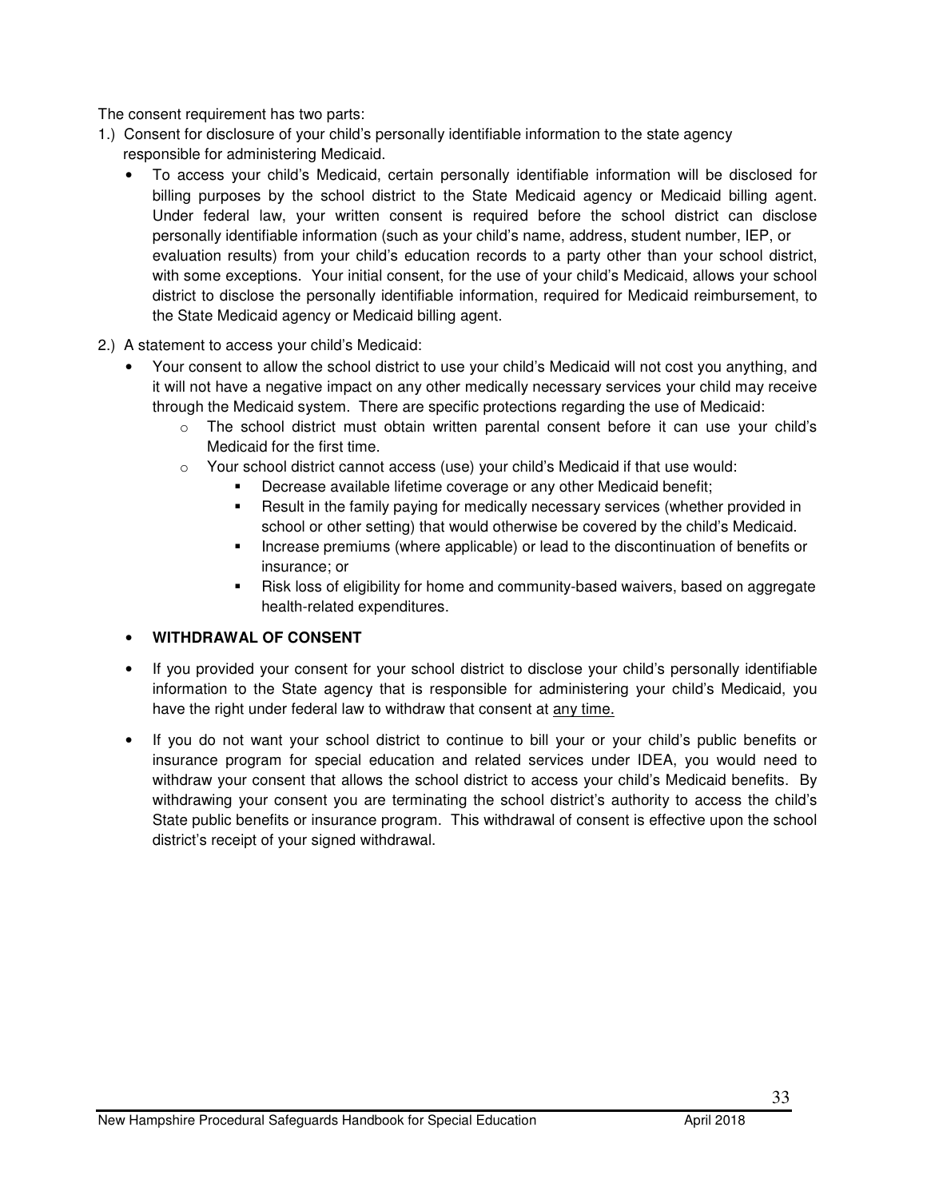The consent requirement has two parts:

1.) Consent for disclosure of your child's personally identifiable information to the state agency responsible for administering Medicaid.

- To access your child's Medicaid, certain personally identifiable information will be disclosed for billing purposes by the school district to the State Medicaid agency or Medicaid billing agent. Under federal law, your written consent is required before the school district can disclose personally identifiable information (such as your child's name, address, student number, IEP, or evaluation results) from your child's education records to a party other than your school district, with some exceptions. Your initial consent, for the use of your child's Medicaid, allows your school district to disclose the personally identifiable information, required for Medicaid reimbursement, to the State Medicaid agency or Medicaid billing agent.

2.) A statement to access your child's Medicaid:

- Your consent to allow the school district to use your child's Medicaid will not cost you anything, and it will not have a negative impact on any other medically necessary services your child may receive through the Medicaid system. There are specific protections regarding the use of Medicaid:
  - The school district must obtain written parental consent before it can use your child's Medicaid for the first time.
  - Your school district cannot access (use) your child's Medicaid if that use would:
    - Decrease available lifetime coverage or any other Medicaid benefit;
    - Result in the family paying for medically necessary services (whether provided in school or other setting) that would otherwise be covered by the child's Medicaid.
    - Increase premiums (where applicable) or lead to the discontinuation of benefits or insurance; or
    - Risk loss of eligibility for home and community-based waivers, based on aggregate health-related expenditures.

- **WITHDRAWAL OF CONSENT**

- If you provided your consent for your school district to disclose your child's personally identifiable information to the State agency that is responsible for administering your child's Medicaid, you have the right under federal law to withdraw that consent at <u>any time.</u>

- If you do not want your school district to continue to bill your or your child's public benefits or insurance program for special education and related services under IDEA, you would need to withdraw your consent that allows the school district to access your child's Medicaid benefits. By withdrawing your consent you are terminating the school district's authority to access the child's State public benefits or insurance program. This withdrawal of consent is effective upon the school district's receipt of your signed withdrawal.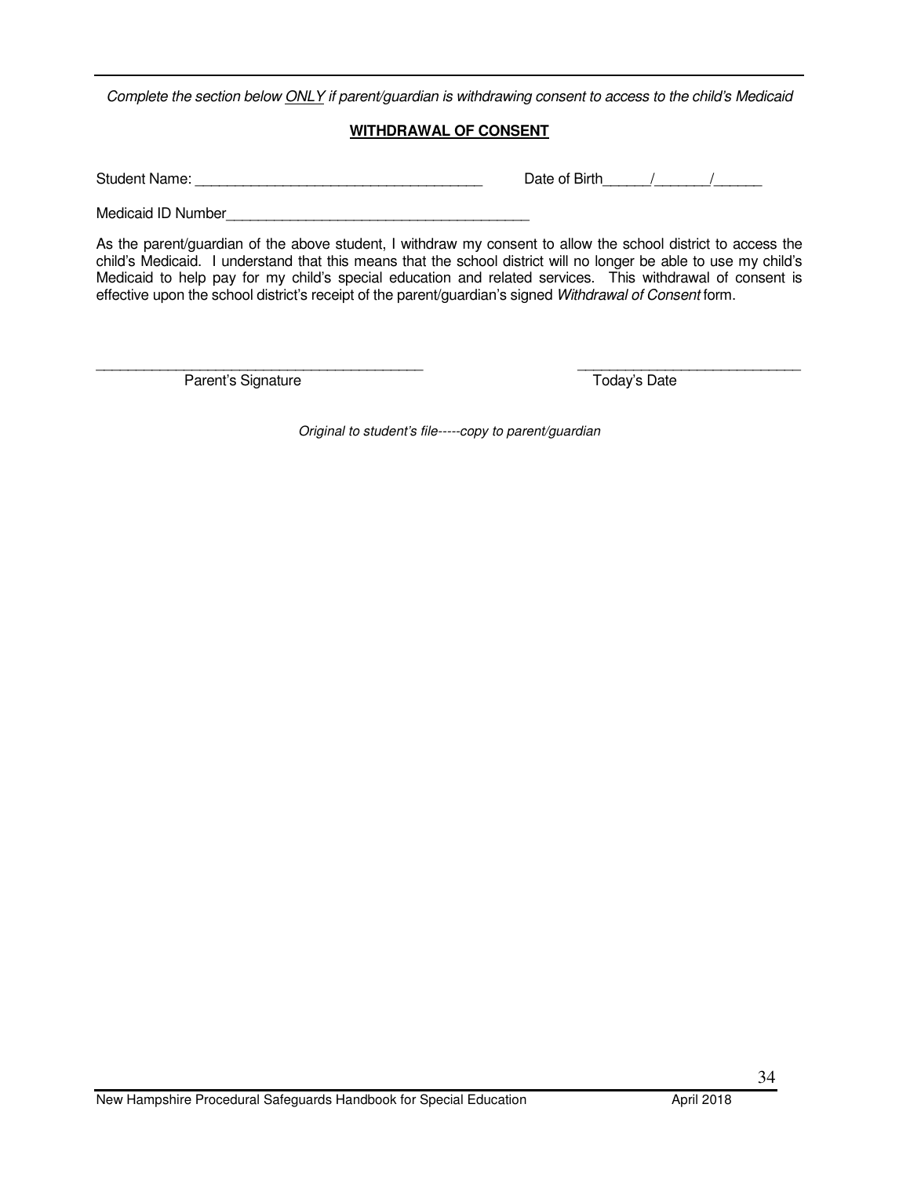*Complete the section below <u>ONLY</u> if parent/guardian is withdrawing consent to access to the child's Medicaid*

**<u>WITHDRAWAL OF CONSENT</u>**

Student Name: ____________________________________ Date of Birth______/_______/______

Medicaid ID Number_______________________________________

As the parent/guardian of the above student, I withdraw my consent to allow the school district to access the child's Medicaid. I understand that this means that the school district will no longer be able to use my child's Medicaid to help pay for my child's special education and related services. This withdrawal of consent is effective upon the school district's receipt of the parent/guardian's signed *Withdrawal of Consent* form.

___________________________________________ ____________________________

Parent's Signature Today's Date

*Original to student's file-----copy to parent/guardian*